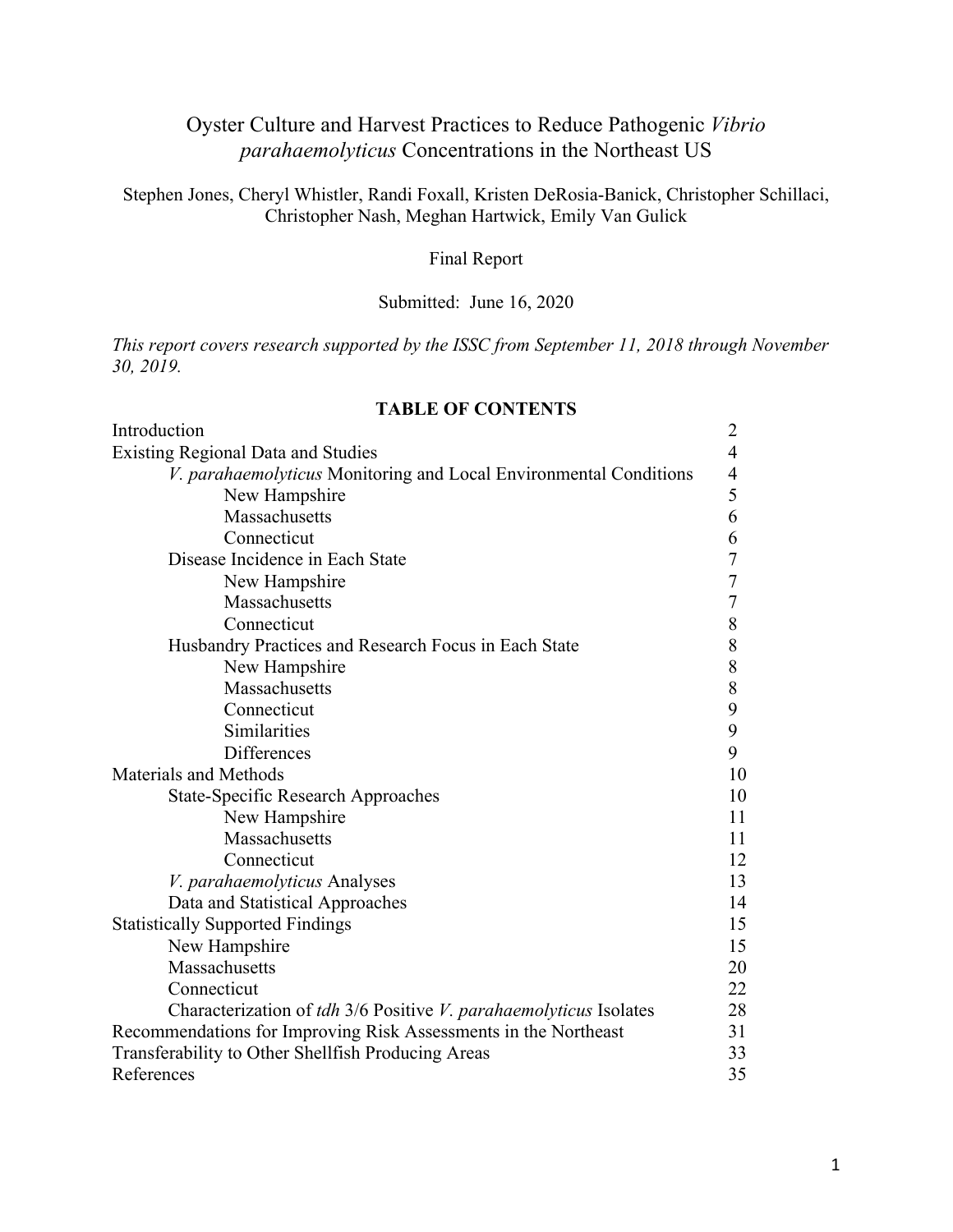# Oyster Culture and Harvest Practices to Reduce Pathogenic *Vibrio parahaemolyticus* Concentrations in the Northeast US

Stephen Jones, Cheryl Whistler, Randi Foxall, Kristen DeRosia-Banick, Christopher Schillaci, Christopher Nash, Meghan Hartwick, Emily Van Gulick

Final Report

Submitted: June 16, 2020

*This report covers research supported by the ISSC from September 11, 2018 through November 30, 2019.*

**TABLE OF CONTENTS**

| | |
|---|---|
| Introduction | 2 |
| Existing Regional Data and Studies | 4 |
| *V. parahaemolyticus* Monitoring and Local Environmental Conditions | 4 |
| New Hampshire | 5 |
| Massachusetts | 6 |
| Connecticut | 6 |
| Disease Incidence in Each State | 7 |
| New Hampshire | 7 |
| Massachusetts | 7 |
| Connecticut | 8 |
| Husbandry Practices and Research Focus in Each State | 8 |
| New Hampshire | 8 |
| Massachusetts | 8 |
| Connecticut | 9 |
| Similarities | 9 |
| Differences | 9 |
| Materials and Methods | 10 |
| State-Specific Research Approaches | 10 |
| New Hampshire | 11 |
| Massachusetts | 11 |
| Connecticut | 12 |
| *V. parahaemolyticus* Analyses | 13 |
| Data and Statistical Approaches | 14 |
| Statistically Supported Findings | 15 |
| New Hampshire | 15 |
| Massachusetts | 20 |
| Connecticut | 22 |
| Characterization of *tdh* 3/6 Positive *V. parahaemolyticus* Isolates | 28 |
| Recommendations for Improving Risk Assessments in the Northeast | 31 |
| Transferability to Other Shellfish Producing Areas | 33 |
| References | 35 |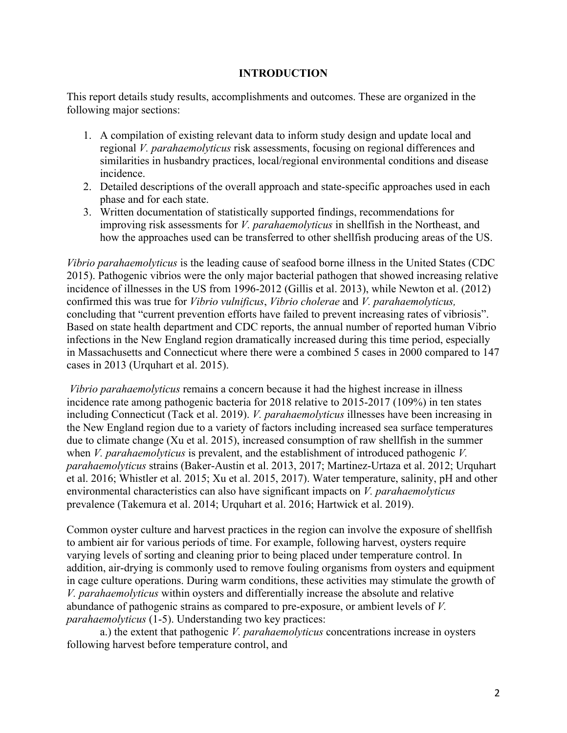## INTRODUCTION

This report details study results, accomplishments and outcomes. These are organized in the following major sections:

1. A compilation of existing relevant data to inform study design and update local and regional *V. parahaemolyticus* risk assessments, focusing on regional differences and similarities in husbandry practices, local/regional environmental conditions and disease incidence.
2. Detailed descriptions of the overall approach and state-specific approaches used in each phase and for each state.
3. Written documentation of statistically supported findings, recommendations for improving risk assessments for *V. parahaemolyticus* in shellfish in the Northeast, and how the approaches used can be transferred to other shellfish producing areas of the US.

*Vibrio parahaemolyticus* is the leading cause of seafood borne illness in the United States (CDC 2015). Pathogenic vibrios were the only major bacterial pathogen that showed increasing relative incidence of illnesses in the US from 1996-2012 (Gillis et al. 2013), while Newton et al. (2012) confirmed this was true for *Vibrio vulnificus*, *Vibrio cholerae* and *V. parahaemolyticus,* concluding that "current prevention efforts have failed to prevent increasing rates of vibriosis". Based on state health department and CDC reports, the annual number of reported human Vibrio infections in the New England region dramatically increased during this time period, especially in Massachusetts and Connecticut where there were a combined 5 cases in 2000 compared to 147 cases in 2013 (Urquhart et al. 2015).

*Vibrio parahaemolyticus* remains a concern because it had the highest increase in illness incidence rate among pathogenic bacteria for 2018 relative to 2015-2017 (109%) in ten states including Connecticut (Tack et al. 2019). *V. parahaemolyticus* illnesses have been increasing in the New England region due to a variety of factors including increased sea surface temperatures due to climate change (Xu et al. 2015), increased consumption of raw shellfish in the summer when *V. parahaemolyticus* is prevalent, and the establishment of introduced pathogenic *V. parahaemolyticus* strains (Baker-Austin et al. 2013, 2017; Martinez-Urtaza et al. 2012; Urquhart et al. 2016; Whistler et al. 2015; Xu et al. 2015, 2017). Water temperature, salinity, pH and other environmental characteristics can also have significant impacts on *V. parahaemolyticus* prevalence (Takemura et al. 2014; Urquhart et al. 2016; Hartwick et al. 2019).

Common oyster culture and harvest practices in the region can involve the exposure of shellfish to ambient air for various periods of time. For example, following harvest, oysters require varying levels of sorting and cleaning prior to being placed under temperature control. In addition, air-drying is commonly used to remove fouling organisms from oysters and equipment in cage culture operations. During warm conditions, these activities may stimulate the growth of *V. parahaemolyticus* within oysters and differentially increase the absolute and relative abundance of pathogenic strains as compared to pre-exposure, or ambient levels of *V. parahaemolyticus* (1-5). Understanding two key practices:

a.) the extent that pathogenic *V. parahaemolyticus* concentrations increase in oysters following harvest before temperature control, and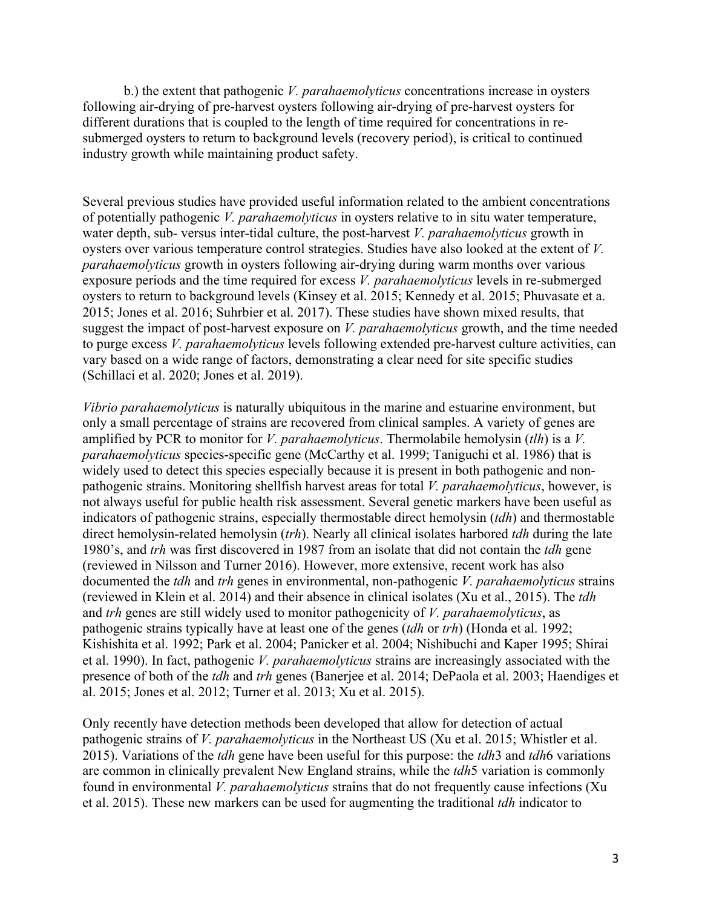b.) the extent that pathogenic *V. parahaemolyticus* concentrations increase in oysters following air-drying of pre-harvest oysters following air-drying of pre-harvest oysters for different durations that is coupled to the length of time required for concentrations in re-submerged oysters to return to background levels (recovery period), is critical to continued industry growth while maintaining product safety.

Several previous studies have provided useful information related to the ambient concentrations of potentially pathogenic *V. parahaemolyticus* in oysters relative to in situ water temperature, water depth, sub- versus inter-tidal culture, the post-harvest *V. parahaemolyticus* growth in oysters over various temperature control strategies. Studies have also looked at the extent of *V. parahaemolyticus* growth in oysters following air-drying during warm months over various exposure periods and the time required for excess *V. parahaemolyticus* levels in re-submerged oysters to return to background levels (Kinsey et al. 2015; Kennedy et al. 2015; Phuvasate et a. 2015; Jones et al. 2016; Suhrbier et al. 2017). These studies have shown mixed results, that suggest the impact of post-harvest exposure on *V. parahaemolyticus* growth, and the time needed to purge excess *V. parahaemolyticus* levels following extended pre-harvest culture activities, can vary based on a wide range of factors, demonstrating a clear need for site specific studies (Schillaci et al. 2020; Jones et al. 2019).

*Vibrio parahaemolyticus* is naturally ubiquitous in the marine and estuarine environment, but only a small percentage of strains are recovered from clinical samples. A variety of genes are amplified by PCR to monitor for *V. parahaemolyticus*. Thermolabile hemolysin (*tlh*) is a *V. parahaemolyticus* species-specific gene (McCarthy et al. 1999; Taniguchi et al. 1986) that is widely used to detect this species especially because it is present in both pathogenic and non-pathogenic strains. Monitoring shellfish harvest areas for total *V. parahaemolyticus*, however, is not always useful for public health risk assessment. Several genetic markers have been useful as indicators of pathogenic strains, especially thermostable direct hemolysin (*tdh*) and thermostable direct hemolysin-related hemolysin (*trh*). Nearly all clinical isolates harbored *tdh* during the late 1980's, and *trh* was first discovered in 1987 from an isolate that did not contain the *tdh* gene (reviewed in Nilsson and Turner 2016). However, more extensive, recent work has also documented the *tdh* and *trh* genes in environmental, non-pathogenic *V. parahaemolyticus* strains (reviewed in Klein et al. 2014) and their absence in clinical isolates (Xu et al., 2015). The *tdh* and *trh* genes are still widely used to monitor pathogenicity of *V. parahaemolyticus*, as pathogenic strains typically have at least one of the genes (*tdh* or *trh*) (Honda et al. 1992; Kishishita et al. 1992; Park et al. 2004; Panicker et al. 2004; Nishibuchi and Kaper 1995; Shirai et al. 1990). In fact, pathogenic *V. parahaemolyticus* strains are increasingly associated with the presence of both of the *tdh* and *trh* genes (Banerjee et al. 2014; DePaola et al. 2003; Haendiges et al. 2015; Jones et al. 2012; Turner et al. 2013; Xu et al. 2015).

Only recently have detection methods been developed that allow for detection of actual pathogenic strains of *V. parahaemolyticus* in the Northeast US (Xu et al. 2015; Whistler et al. 2015). Variations of the *tdh* gene have been useful for this purpose: the *tdh*3 and *tdh*6 variations are common in clinically prevalent New England strains, while the *tdh*5 variation is commonly found in environmental *V. parahaemolyticus* strains that do not frequently cause infections (Xu et al. 2015). These new markers can be used for augmenting the traditional *tdh* indicator to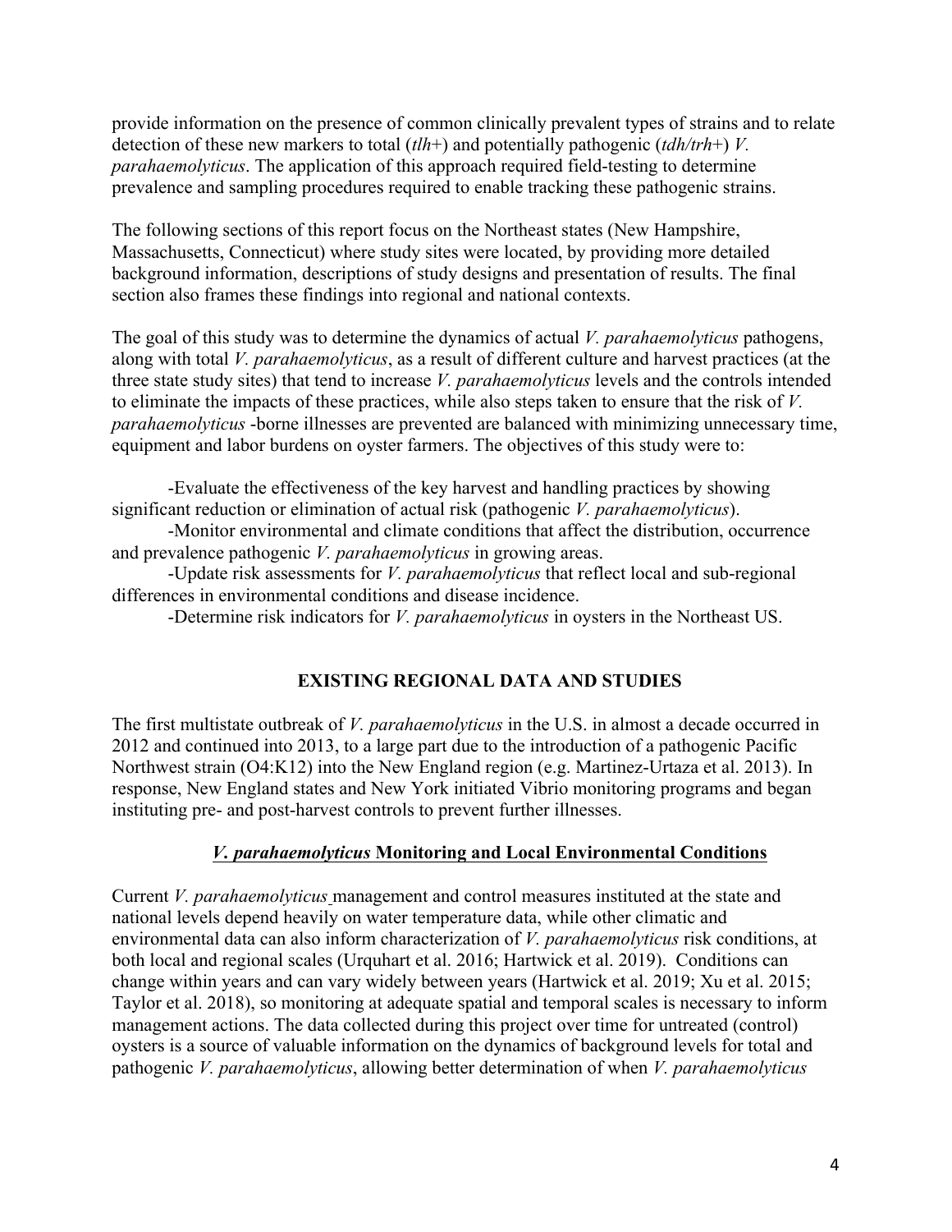provide information on the presence of common clinically prevalent types of strains and to relate detection of these new markers to total (*tlh*+) and potentially pathogenic (*tdh/trh*+) *V. parahaemolyticus*. The application of this approach required field-testing to determine prevalence and sampling procedures required to enable tracking these pathogenic strains.

The following sections of this report focus on the Northeast states (New Hampshire, Massachusetts, Connecticut) where study sites were located, by providing more detailed background information, descriptions of study designs and presentation of results. The final section also frames these findings into regional and national contexts.

The goal of this study was to determine the dynamics of actual *V. parahaemolyticus* pathogens, along with total *V. parahaemolyticus*, as a result of different culture and harvest practices (at the three state study sites) that tend to increase *V. parahaemolyticus* levels and the controls intended to eliminate the impacts of these practices, while also steps taken to ensure that the risk of *V. parahaemolyticus* -borne illnesses are prevented are balanced with minimizing unnecessary time, equipment and labor burdens on oyster farmers. The objectives of this study were to:

-Evaluate the effectiveness of the key harvest and handling practices by showing significant reduction or elimination of actual risk (pathogenic *V. parahaemolyticus*).

-Monitor environmental and climate conditions that affect the distribution, occurrence and prevalence pathogenic *V. parahaemolyticus* in growing areas.

-Update risk assessments for *V. parahaemolyticus* that reflect local and sub-regional differences in environmental conditions and disease incidence.

-Determine risk indicators for *V. parahaemolyticus* in oysters in the Northeast US.

## EXISTING REGIONAL DATA AND STUDIES

The first multistate outbreak of *V. parahaemolyticus* in the U.S. in almost a decade occurred in 2012 and continued into 2013, to a large part due to the introduction of a pathogenic Pacific Northwest strain (O4:K12) into the New England region (e.g. Martinez-Urtaza et al. 2013). In response, New England states and New York initiated Vibrio monitoring programs and began instituting pre- and post-harvest controls to prevent further illnesses.

### ***V. parahaemolyticus* Monitoring and Local Environmental Conditions**

Current *V. parahaemolyticus* management and control measures instituted at the state and national levels depend heavily on water temperature data, while other climatic and environmental data can also inform characterization of *V. parahaemolyticus* risk conditions, at both local and regional scales (Urquhart et al. 2016; Hartwick et al. 2019). Conditions can change within years and can vary widely between years (Hartwick et al. 2019; Xu et al. 2015; Taylor et al. 2018), so monitoring at adequate spatial and temporal scales is necessary to inform management actions. The data collected during this project over time for untreated (control) oysters is a source of valuable information on the dynamics of background levels for total and pathogenic *V. parahaemolyticus*, allowing better determination of when *V. parahaemolyticus*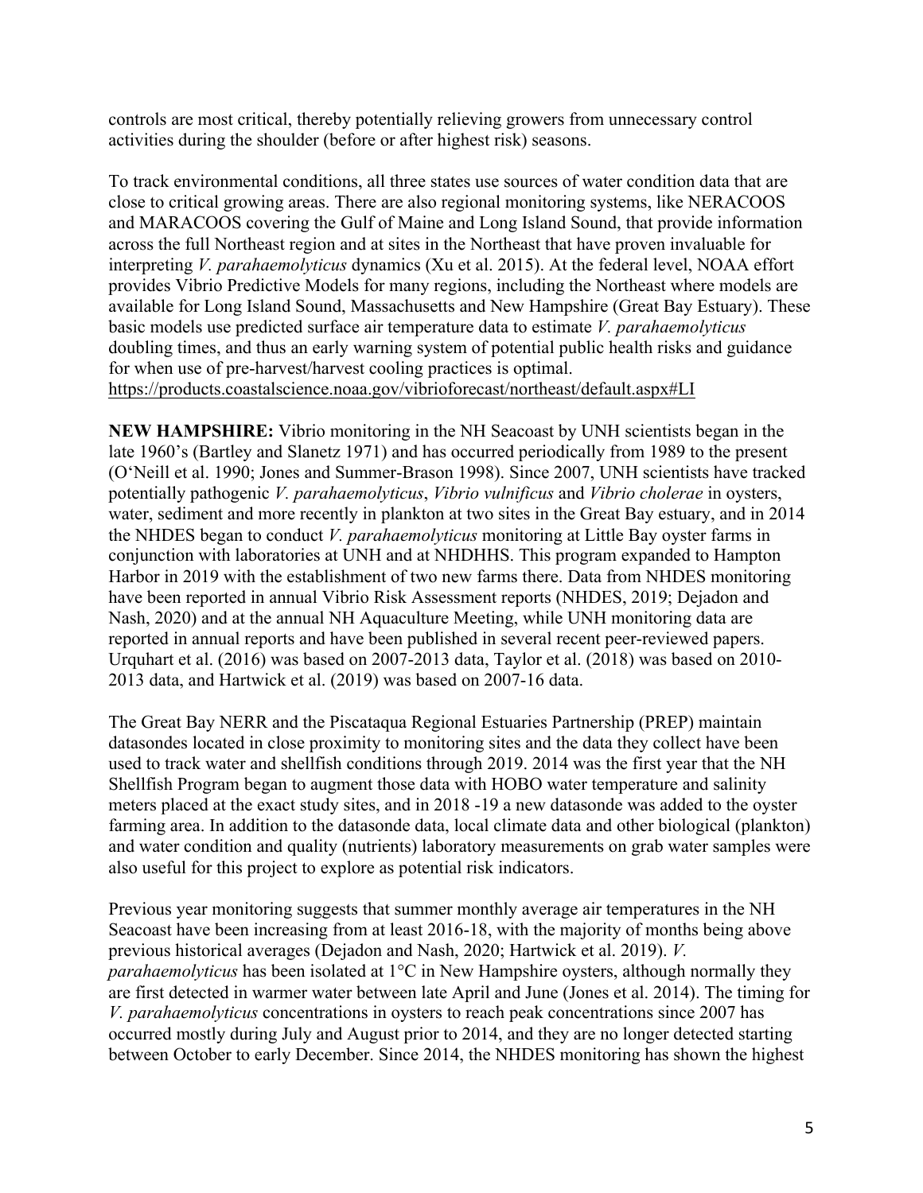controls are most critical, thereby potentially relieving growers from unnecessary control activities during the shoulder (before or after highest risk) seasons.

To track environmental conditions, all three states use sources of water condition data that are close to critical growing areas. There are also regional monitoring systems, like NERACOOS and MARACOOS covering the Gulf of Maine and Long Island Sound, that provide information across the full Northeast region and at sites in the Northeast that have proven invaluable for interpreting *V. parahaemolyticus* dynamics (Xu et al. 2015). At the federal level, NOAA effort provides Vibrio Predictive Models for many regions, including the Northeast where models are available for Long Island Sound, Massachusetts and New Hampshire (Great Bay Estuary). These basic models use predicted surface air temperature data to estimate *V. parahaemolyticus* doubling times, and thus an early warning system of potential public health risks and guidance for when use of pre-harvest/harvest cooling practices is optimal.
https://products.coastalscience.noaa.gov/vibrioforecast/northeast/default.aspx#LI

**NEW HAMPSHIRE:** Vibrio monitoring in the NH Seacoast by UNH scientists began in the late 1960's (Bartley and Slanetz 1971) and has occurred periodically from 1989 to the present (O'Neill et al. 1990; Jones and Summer-Brason 1998). Since 2007, UNH scientists have tracked potentially pathogenic *V. parahaemolyticus*, *Vibrio vulnificus* and *Vibrio cholerae* in oysters, water, sediment and more recently in plankton at two sites in the Great Bay estuary, and in 2014 the NHDES began to conduct *V. parahaemolyticus* monitoring at Little Bay oyster farms in conjunction with laboratories at UNH and at NHDHHS. This program expanded to Hampton Harbor in 2019 with the establishment of two new farms there. Data from NHDES monitoring have been reported in annual Vibrio Risk Assessment reports (NHDES, 2019; Dejadon and Nash, 2020) and at the annual NH Aquaculture Meeting, while UNH monitoring data are reported in annual reports and have been published in several recent peer-reviewed papers. Urquhart et al. (2016) was based on 2007-2013 data, Taylor et al. (2018) was based on 2010-2013 data, and Hartwick et al. (2019) was based on 2007-16 data.

The Great Bay NERR and the Piscataqua Regional Estuaries Partnership (PREP) maintain datasondes located in close proximity to monitoring sites and the data they collect have been used to track water and shellfish conditions through 2019. 2014 was the first year that the NH Shellfish Program began to augment those data with HOBO water temperature and salinity meters placed at the exact study sites, and in 2018 -19 a new datasonde was added to the oyster farming area. In addition to the datasonde data, local climate data and other biological (plankton) and water condition and quality (nutrients) laboratory measurements on grab water samples were also useful for this project to explore as potential risk indicators.

Previous year monitoring suggests that summer monthly average air temperatures in the NH Seacoast have been increasing from at least 2016-18, with the majority of months being above previous historical averages (Dejadon and Nash, 2020; Hartwick et al. 2019). *V. parahaemolyticus* has been isolated at 1°C in New Hampshire oysters, although normally they are first detected in warmer water between late April and June (Jones et al. 2014). The timing for *V. parahaemolyticus* concentrations in oysters to reach peak concentrations since 2007 has occurred mostly during July and August prior to 2014, and they are no longer detected starting between October to early December. Since 2014, the NHDES monitoring has shown the highest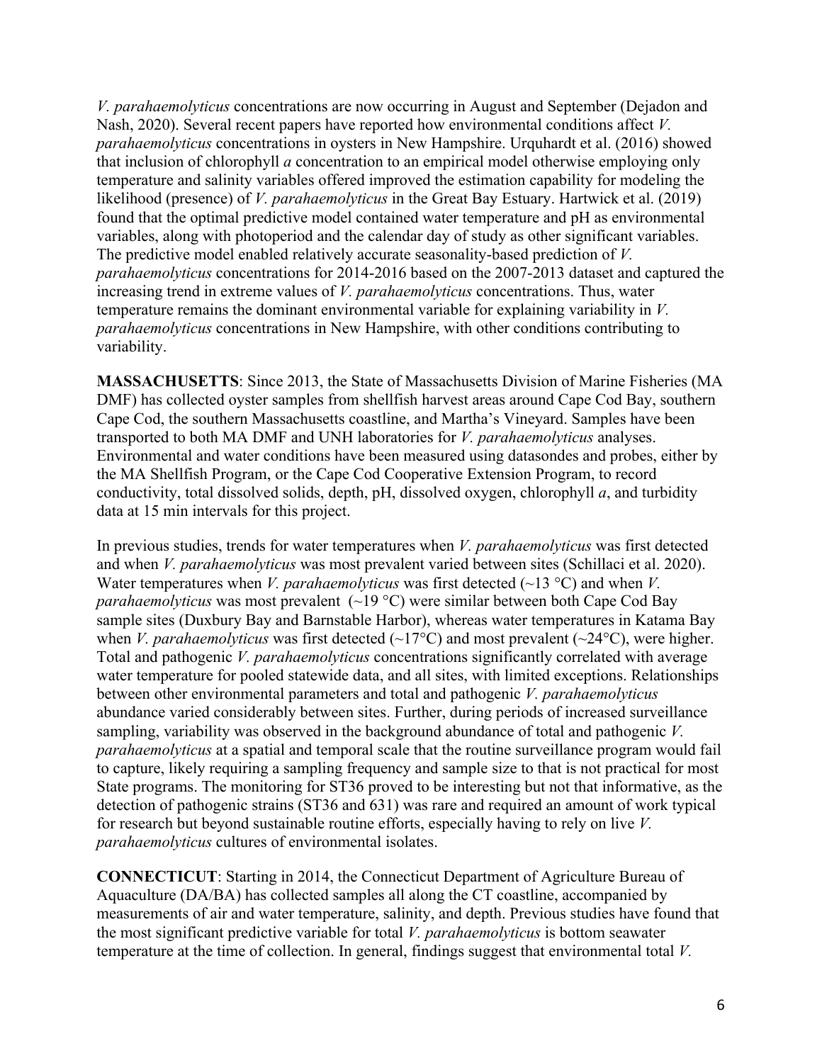*V. parahaemolyticus* concentrations are now occurring in August and September (Dejadon and Nash, 2020). Several recent papers have reported how environmental conditions affect *V. parahaemolyticus* concentrations in oysters in New Hampshire. Urquhardt et al. (2016) showed that inclusion of chlorophyll *a* concentration to an empirical model otherwise employing only temperature and salinity variables offered improved the estimation capability for modeling the likelihood (presence) of *V. parahaemolyticus* in the Great Bay Estuary. Hartwick et al. (2019) found that the optimal predictive model contained water temperature and pH as environmental variables, along with photoperiod and the calendar day of study as other significant variables. The predictive model enabled relatively accurate seasonality-based prediction of *V. parahaemolyticus* concentrations for 2014-2016 based on the 2007-2013 dataset and captured the increasing trend in extreme values of *V. parahaemolyticus* concentrations. Thus, water temperature remains the dominant environmental variable for explaining variability in *V. parahaemolyticus* concentrations in New Hampshire, with other conditions contributing to variability.

**MASSACHUSETTS**: Since 2013, the State of Massachusetts Division of Marine Fisheries (MA DMF) has collected oyster samples from shellfish harvest areas around Cape Cod Bay, southern Cape Cod, the southern Massachusetts coastline, and Martha's Vineyard. Samples have been transported to both MA DMF and UNH laboratories for *V. parahaemolyticus* analyses. Environmental and water conditions have been measured using datasondes and probes, either by the MA Shellfish Program, or the Cape Cod Cooperative Extension Program, to record conductivity, total dissolved solids, depth, pH, dissolved oxygen, chlorophyll *a*, and turbidity data at 15 min intervals for this project.

In previous studies, trends for water temperatures when *V. parahaemolyticus* was first detected and when *V. parahaemolyticus* was most prevalent varied between sites (Schillaci et al. 2020). Water temperatures when *V. parahaemolyticus* was first detected (~13 °C) and when *V. parahaemolyticus* was most prevalent (~19 °C) were similar between both Cape Cod Bay sample sites (Duxbury Bay and Barnstable Harbor), whereas water temperatures in Katama Bay when *V. parahaemolyticus* was first detected (~17°C) and most prevalent (~24°C), were higher. Total and pathogenic *V. parahaemolyticus* concentrations significantly correlated with average water temperature for pooled statewide data, and all sites, with limited exceptions. Relationships between other environmental parameters and total and pathogenic *V. parahaemolyticus* abundance varied considerably between sites. Further, during periods of increased surveillance sampling, variability was observed in the background abundance of total and pathogenic *V. parahaemolyticus* at a spatial and temporal scale that the routine surveillance program would fail to capture, likely requiring a sampling frequency and sample size to that is not practical for most State programs. The monitoring for ST36 proved to be interesting but not that informative, as the detection of pathogenic strains (ST36 and 631) was rare and required an amount of work typical for research but beyond sustainable routine efforts, especially having to rely on live *V. parahaemolyticus* cultures of environmental isolates.

**CONNECTICUT**: Starting in 2014, the Connecticut Department of Agriculture Bureau of Aquaculture (DA/BA) has collected samples all along the CT coastline, accompanied by measurements of air and water temperature, salinity, and depth. Previous studies have found that the most significant predictive variable for total *V. parahaemolyticus* is bottom seawater temperature at the time of collection. In general, findings suggest that environmental total *V.*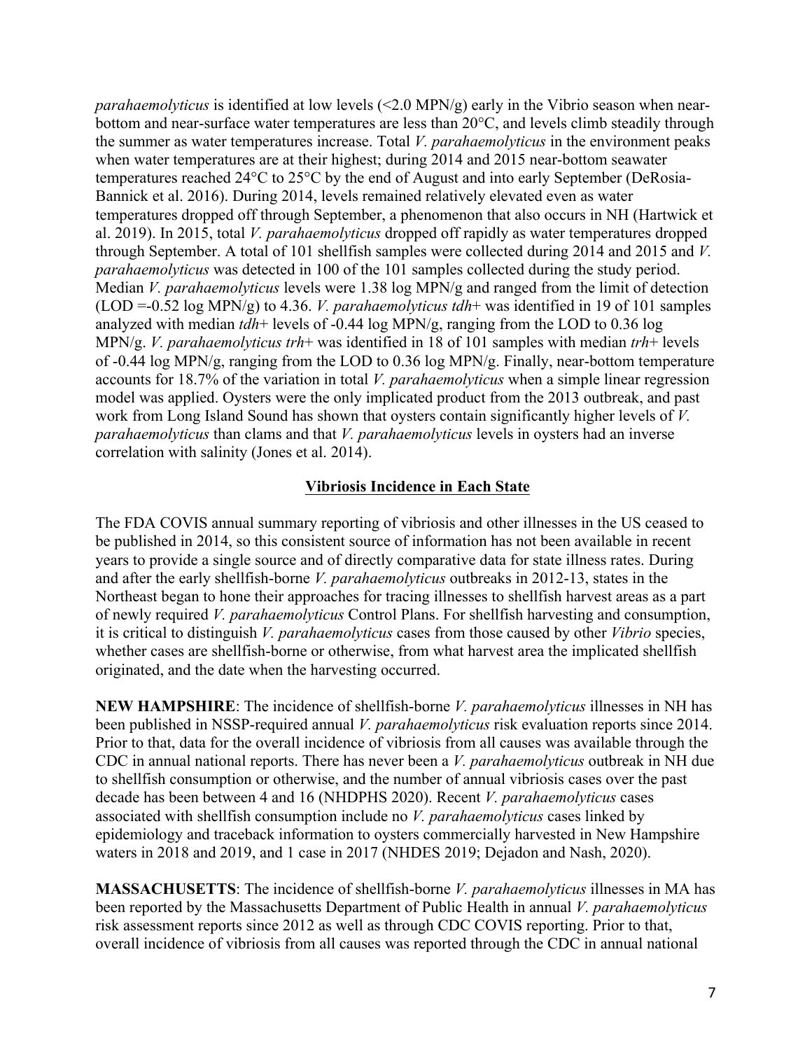*parahaemolyticus* is identified at low levels (<2.0 MPN/g) early in the Vibrio season when near-bottom and near-surface water temperatures are less than 20°C, and levels climb steadily through the summer as water temperatures increase. Total *V. parahaemolyticus* in the environment peaks when water temperatures are at their highest; during 2014 and 2015 near-bottom seawater temperatures reached 24°C to 25°C by the end of August and into early September (DeRosia-Bannick et al. 2016). During 2014, levels remained relatively elevated even as water temperatures dropped off through September, a phenomenon that also occurs in NH (Hartwick et al. 2019). In 2015, total *V. parahaemolyticus* dropped off rapidly as water temperatures dropped through September. A total of 101 shellfish samples were collected during 2014 and 2015 and *V. parahaemolyticus* was detected in 100 of the 101 samples collected during the study period. Median *V. parahaemolyticus* levels were 1.38 log MPN/g and ranged from the limit of detection (LOD =-0.52 log MPN/g) to 4.36. *V. parahaemolyticus tdh*+ was identified in 19 of 101 samples analyzed with median *tdh*+ levels of -0.44 log MPN/g, ranging from the LOD to 0.36 log MPN/g. *V. parahaemolyticus trh*+ was identified in 18 of 101 samples with median *trh*+ levels of -0.44 log MPN/g, ranging from the LOD to 0.36 log MPN/g. Finally, near-bottom temperature accounts for 18.7% of the variation in total *V. parahaemolyticus* when a simple linear regression model was applied. Oysters were the only implicated product from the 2013 outbreak, and past work from Long Island Sound has shown that oysters contain significantly higher levels of *V. parahaemolyticus* than clams and that *V. parahaemolyticus* levels in oysters had an inverse correlation with salinity (Jones et al. 2014).

## Vibriosis Incidence in Each State

The FDA COVIS annual summary reporting of vibriosis and other illnesses in the US ceased to be published in 2014, so this consistent source of information has not been available in recent years to provide a single source and of directly comparative data for state illness rates. During and after the early shellfish-borne *V. parahaemolyticus* outbreaks in 2012-13, states in the Northeast began to hone their approaches for tracing illnesses to shellfish harvest areas as a part of newly required *V. parahaemolyticus* Control Plans. For shellfish harvesting and consumption, it is critical to distinguish *V. parahaemolyticus* cases from those caused by other *Vibrio* species, whether cases are shellfish-borne or otherwise, from what harvest area the implicated shellfish originated, and the date when the harvesting occurred.

**NEW HAMPSHIRE**: The incidence of shellfish-borne *V. parahaemolyticus* illnesses in NH has been published in NSSP-required annual *V. parahaemolyticus* risk evaluation reports since 2014. Prior to that, data for the overall incidence of vibriosis from all causes was available through the CDC in annual national reports. There has never been a *V. parahaemolyticus* outbreak in NH due to shellfish consumption or otherwise, and the number of annual vibriosis cases over the past decade has been between 4 and 16 (NHDPHS 2020). Recent *V. parahaemolyticus* cases associated with shellfish consumption include no *V. parahaemolyticus* cases linked by epidemiology and traceback information to oysters commercially harvested in New Hampshire waters in 2018 and 2019, and 1 case in 2017 (NHDES 2019; Dejadon and Nash, 2020).

**MASSACHUSETTS**: The incidence of shellfish-borne *V. parahaemolyticus* illnesses in MA has been reported by the Massachusetts Department of Public Health in annual *V. parahaemolyticus* risk assessment reports since 2012 as well as through CDC COVIS reporting. Prior to that, overall incidence of vibriosis from all causes was reported through the CDC in annual national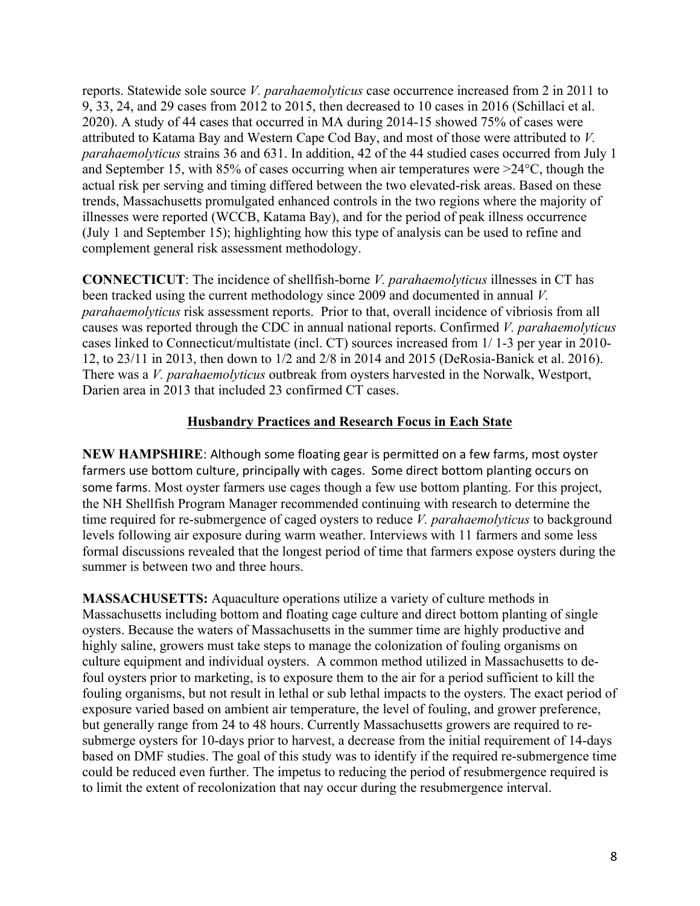reports. Statewide sole source *V. parahaemolyticus* case occurrence increased from 2 in 2011 to 9, 33, 24, and 29 cases from 2012 to 2015, then decreased to 10 cases in 2016 (Schillaci et al. 2020). A study of 44 cases that occurred in MA during 2014-15 showed 75% of cases were attributed to Katama Bay and Western Cape Cod Bay, and most of those were attributed to *V. parahaemolyticus* strains 36 and 631. In addition, 42 of the 44 studied cases occurred from July 1 and September 15, with 85% of cases occurring when air temperatures were >24°C, though the actual risk per serving and timing differed between the two elevated-risk areas. Based on these trends, Massachusetts promulgated enhanced controls in the two regions where the majority of illnesses were reported (WCCB, Katama Bay), and for the period of peak illness occurrence (July 1 and September 15); highlighting how this type of analysis can be used to refine and complement general risk assessment methodology.

**CONNECTICUT**: The incidence of shellfish-borne *V. parahaemolyticus* illnesses in CT has been tracked using the current methodology since 2009 and documented in annual *V. parahaemolyticus* risk assessment reports. Prior to that, overall incidence of vibriosis from all causes was reported through the CDC in annual national reports. Confirmed *V. parahaemolyticus* cases linked to Connecticut/multistate (incl. CT) sources increased from 1/ 1-3 per year in 2010-12, to 23/11 in 2013, then down to 1/2 and 2/8 in 2014 and 2015 (DeRosia-Banick et al. 2016). There was a *V. parahaemolyticus* outbreak from oysters harvested in the Norwalk, Westport, Darien area in 2013 that included 23 confirmed CT cases.

## Husbandry Practices and Research Focus in Each State

**NEW HAMPSHIRE**: Although some floating gear is permitted on a few farms, most oyster farmers use bottom culture, principally with cages. Some direct bottom planting occurs on some farms. Most oyster farmers use cages though a few use bottom planting. For this project, the NH Shellfish Program Manager recommended continuing with research to determine the time required for re-submergence of caged oysters to reduce *V. parahaemolyticus* to background levels following air exposure during warm weather. Interviews with 11 farmers and some less formal discussions revealed that the longest period of time that farmers expose oysters during the summer is between two and three hours.

**MASSACHUSETTS:** Aquaculture operations utilize a variety of culture methods in Massachusetts including bottom and floating cage culture and direct bottom planting of single oysters. Because the waters of Massachusetts in the summer time are highly productive and highly saline, growers must take steps to manage the colonization of fouling organisms on culture equipment and individual oysters. A common method utilized in Massachusetts to de-foul oysters prior to marketing, is to exposure them to the air for a period sufficient to kill the fouling organisms, but not result in lethal or sub lethal impacts to the oysters. The exact period of exposure varied based on ambient air temperature, the level of fouling, and grower preference, but generally range from 24 to 48 hours. Currently Massachusetts growers are required to re-submerge oysters for 10-days prior to harvest, a decrease from the initial requirement of 14-days based on DMF studies. The goal of this study was to identify if the required re-submergence time could be reduced even further. The impetus to reducing the period of resubmergence required is to limit the extent of recolonization that nay occur during the resubmergence interval.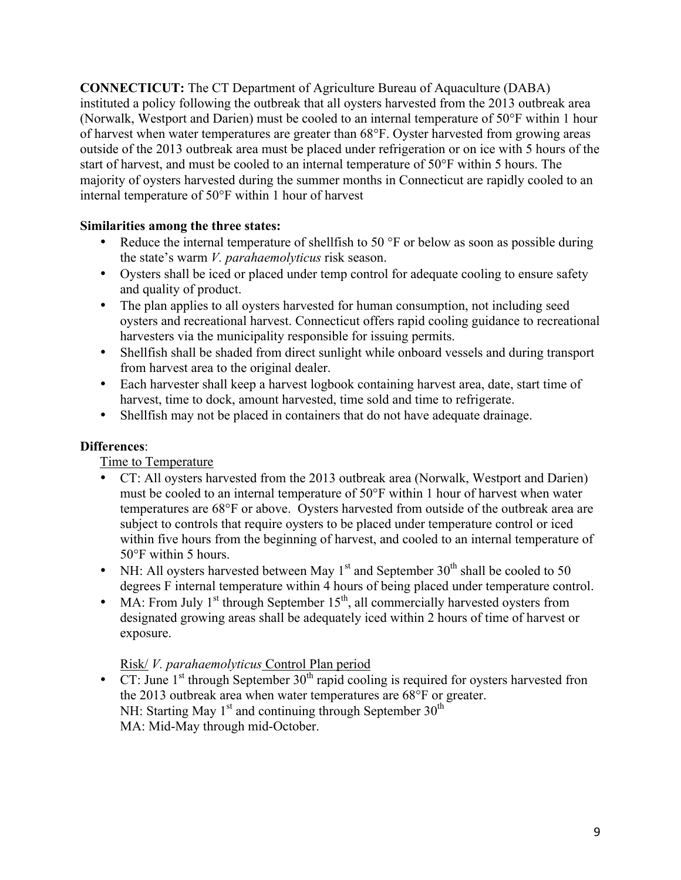**CONNECTICUT:** The CT Department of Agriculture Bureau of Aquaculture (DABA) instituted a policy following the outbreak that all oysters harvested from the 2013 outbreak area (Norwalk, Westport and Darien) must be cooled to an internal temperature of 50°F within 1 hour of harvest when water temperatures are greater than 68°F. Oyster harvested from growing areas outside of the 2013 outbreak area must be placed under refrigeration or on ice with 5 hours of the start of harvest, and must be cooled to an internal temperature of 50°F within 5 hours. The majority of oysters harvested during the summer months in Connecticut are rapidly cooled to an internal temperature of 50°F within 1 hour of harvest

**Similarities among the three states:**

- Reduce the internal temperature of shellfish to 50 °F or below as soon as possible during the state's warm *V. parahaemolyticus* risk season.
- Oysters shall be iced or placed under temp control for adequate cooling to ensure safety and quality of product.
- The plan applies to all oysters harvested for human consumption, not including seed oysters and recreational harvest. Connecticut offers rapid cooling guidance to recreational harvesters via the municipality responsible for issuing permits.
- Shellfish shall be shaded from direct sunlight while onboard vessels and during transport from harvest area to the original dealer.
- Each harvester shall keep a harvest logbook containing harvest area, date, start time of harvest, time to dock, amount harvested, time sold and time to refrigerate.
- Shellfish may not be placed in containers that do not have adequate drainage.

**Differences**:

Time to Temperature

- CT: All oysters harvested from the 2013 outbreak area (Norwalk, Westport and Darien) must be cooled to an internal temperature of 50°F within 1 hour of harvest when water temperatures are 68°F or above. Oysters harvested from outside of the outbreak area are subject to controls that require oysters to be placed under temperature control or iced within five hours from the beginning of harvest, and cooled to an internal temperature of 50°F within 5 hours.
- NH: All oysters harvested between May 1st and September 30th shall be cooled to 50 degrees F internal temperature within 4 hours of being placed under temperature control.
- MA: From July 1st through September 15th, all commercially harvested oysters from designated growing areas shall be adequately iced within 2 hours of time of harvest or exposure.

Risk/ *V. parahaemolyticus* Control Plan period

- CT: June 1st through September 30th rapid cooling is required for oysters harvested fron the 2013 outbreak area when water temperatures are 68°F or greater.
  NH: Starting May 1st and continuing through September 30th
  MA: Mid-May through mid-October.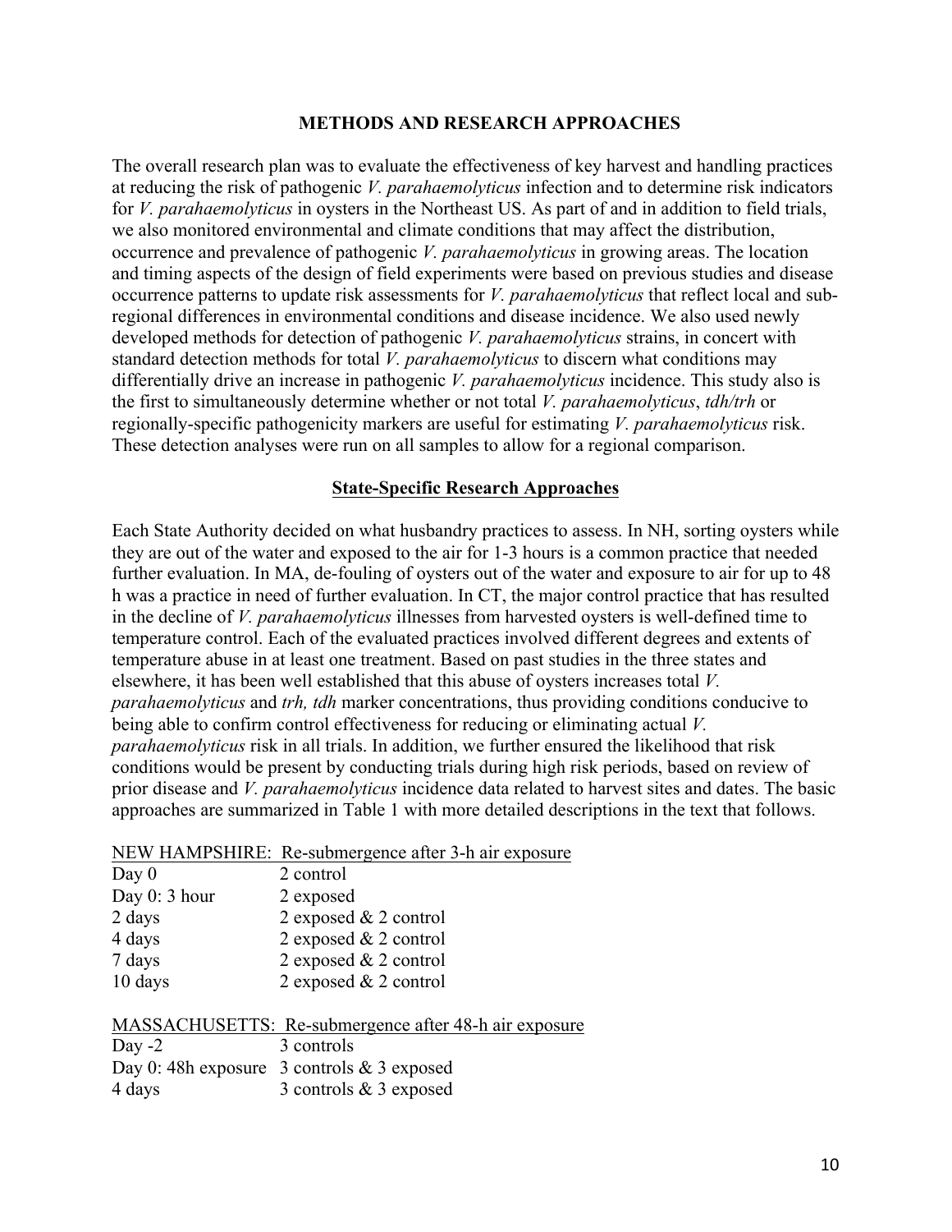## METHODS AND RESEARCH APPROACHES

The overall research plan was to evaluate the effectiveness of key harvest and handling practices at reducing the risk of pathogenic *V. parahaemolyticus* infection and to determine risk indicators for *V. parahaemolyticus* in oysters in the Northeast US. As part of and in addition to field trials, we also monitored environmental and climate conditions that may affect the distribution, occurrence and prevalence of pathogenic *V. parahaemolyticus* in growing areas. The location and timing aspects of the design of field experiments were based on previous studies and disease occurrence patterns to update risk assessments for *V. parahaemolyticus* that reflect local and sub-regional differences in environmental conditions and disease incidence. We also used newly developed methods for detection of pathogenic *V. parahaemolyticus* strains, in concert with standard detection methods for total *V. parahaemolyticus* to discern what conditions may differentially drive an increase in pathogenic *V. parahaemolyticus* incidence. This study also is the first to simultaneously determine whether or not total *V. parahaemolyticus*, *tdh/trh* or regionally-specific pathogenicity markers are useful for estimating *V. parahaemolyticus* risk. These detection analyses were run on all samples to allow for a regional comparison.

### State-Specific Research Approaches

Each State Authority decided on what husbandry practices to assess. In NH, sorting oysters while they are out of the water and exposed to the air for 1-3 hours is a common practice that needed further evaluation. In MA, de-fouling of oysters out of the water and exposure to air for up to 48 h was a practice in need of further evaluation. In CT, the major control practice that has resulted in the decline of *V. parahaemolyticus* illnesses from harvested oysters is well-defined time to temperature control. Each of the evaluated practices involved different degrees and extents of temperature abuse in at least one treatment. Based on past studies in the three states and elsewhere, it has been well established that this abuse of oysters increases total *V. parahaemolyticus* and *trh, tdh* marker concentrations, thus providing conditions conducive to being able to confirm control effectiveness for reducing or eliminating actual *V. parahaemolyticus* risk in all trials. In addition, we further ensured the likelihood that risk conditions would be present by conducting trials during high risk periods, based on review of prior disease and *V. parahaemolyticus* incidence data related to harvest sites and dates. The basic approaches are summarized in Table 1 with more detailed descriptions in the text that follows.

NEW HAMPSHIRE: Re-submergence after 3-h air exposure

| | |
|---|---|
| Day 0 | 2 control |
| Day 0: 3 hour | 2 exposed |
| 2 days | 2 exposed & 2 control |
| 4 days | 2 exposed & 2 control |
| 7 days | 2 exposed & 2 control |
| 10 days | 2 exposed & 2 control |

MASSACHUSETTS: Re-submergence after 48-h air exposure

| | |
|---|---|
| Day -2 | 3 controls |
| Day 0: 48h exposure | 3 controls & 3 exposed |
| 4 days | 3 controls & 3 exposed |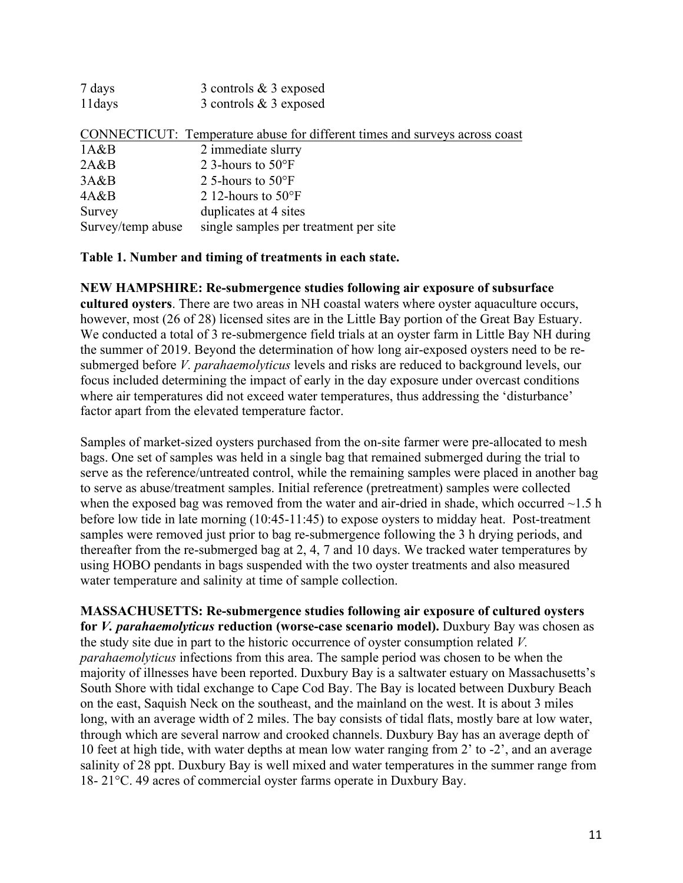| | |
|---|---|
| 7 days | 3 controls & 3 exposed |
| 11days | 3 controls & 3 exposed |

| CONNECTICUT: Temperature abuse for different times and surveys across coast | |
|---|---|
| 1A&B | 2 immediate slurry |
| 2A&B | 2 3-hours to 50°F |
| 3A&B | 2 5-hours to 50°F |
| 4A&B | 2 12-hours to 50°F |
| Survey | duplicates at 4 sites |
| Survey/temp abuse | single samples per treatment per site |

**Table 1. Number and timing of treatments in each state.**

**NEW HAMPSHIRE: Re-submergence studies following air exposure of subsurface cultured oysters**. There are two areas in NH coastal waters where oyster aquaculture occurs, however, most (26 of 28) licensed sites are in the Little Bay portion of the Great Bay Estuary. We conducted a total of 3 re-submergence field trials at an oyster farm in Little Bay NH during the summer of 2019. Beyond the determination of how long air-exposed oysters need to be re-submerged before *V. parahaemolyticus* levels and risks are reduced to background levels, our focus included determining the impact of early in the day exposure under overcast conditions where air temperatures did not exceed water temperatures, thus addressing the 'disturbance' factor apart from the elevated temperature factor.

Samples of market-sized oysters purchased from the on-site farmer were pre-allocated to mesh bags. One set of samples was held in a single bag that remained submerged during the trial to serve as the reference/untreated control, while the remaining samples were placed in another bag to serve as abuse/treatment samples. Initial reference (pretreatment) samples were collected when the exposed bag was removed from the water and air-dried in shade, which occurred ~1.5 h before low tide in late morning (10:45-11:45) to expose oysters to midday heat. Post-treatment samples were removed just prior to bag re-submergence following the 3 h drying periods, and thereafter from the re-submerged bag at 2, 4, 7 and 10 days. We tracked water temperatures by using HOBO pendants in bags suspended with the two oyster treatments and also measured water temperature and salinity at time of sample collection.

**MASSACHUSETTS: Re-submergence studies following air exposure of cultured oysters for *V. parahaemolyticus* reduction (worse-case scenario model).** Duxbury Bay was chosen as the study site due in part to the historic occurrence of oyster consumption related *V. parahaemolyticus* infections from this area. The sample period was chosen to be when the majority of illnesses have been reported. Duxbury Bay is a saltwater estuary on Massachusetts's South Shore with tidal exchange to Cape Cod Bay. The Bay is located between Duxbury Beach on the east, Saquish Neck on the southeast, and the mainland on the west. It is about 3 miles long, with an average width of 2 miles. The bay consists of tidal flats, mostly bare at low water, through which are several narrow and crooked channels. Duxbury Bay has an average depth of 10 feet at high tide, with water depths at mean low water ranging from 2' to -2', and an average salinity of 28 ppt. Duxbury Bay is well mixed and water temperatures in the summer range from 18- 21°C. 49 acres of commercial oyster farms operate in Duxbury Bay.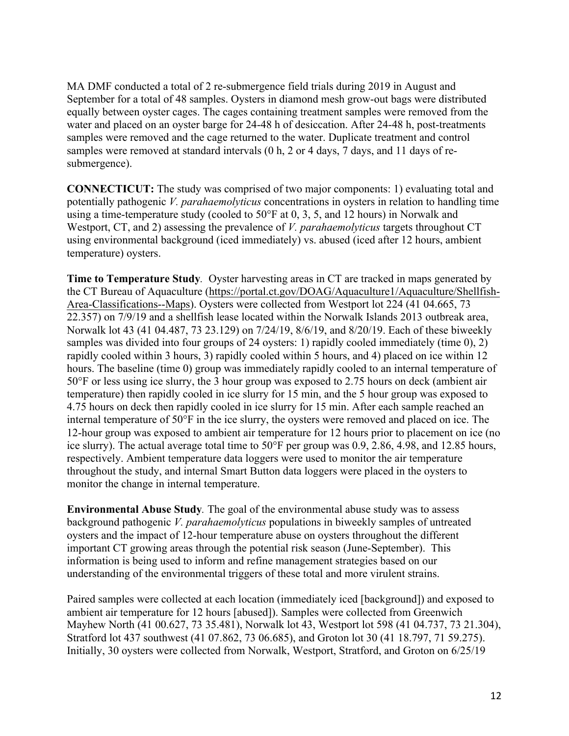MA DMF conducted a total of 2 re-submergence field trials during 2019 in August and September for a total of 48 samples. Oysters in diamond mesh grow-out bags were distributed equally between oyster cages. The cages containing treatment samples were removed from the water and placed on an oyster barge for 24-48 h of desiccation. After 24-48 h, post-treatments samples were removed and the cage returned to the water. Duplicate treatment and control samples were removed at standard intervals (0 h, 2 or 4 days, 7 days, and 11 days of re-submergence).

**CONNECTICUT:** The study was comprised of two major components: 1) evaluating total and potentially pathogenic *V. parahaemolyticus* concentrations in oysters in relation to handling time using a time-temperature study (cooled to 50°F at 0, 3, 5, and 12 hours) in Norwalk and Westport, CT, and 2) assessing the prevalence of *V. parahaemolyticus* targets throughout CT using environmental background (iced immediately) vs. abused (iced after 12 hours, ambient temperature) oysters.

**Time to Temperature Study**. Oyster harvesting areas in CT are tracked in maps generated by the CT Bureau of Aquaculture (https://portal.ct.gov/DOAG/Aquaculture1/Aquaculture/Shellfish-Area-Classifications--Maps). Oysters were collected from Westport lot 224 (41 04.665, 73 22.357) on 7/9/19 and a shellfish lease located within the Norwalk Islands 2013 outbreak area, Norwalk lot 43 (41 04.487, 73 23.129) on 7/24/19, 8/6/19, and 8/20/19. Each of these biweekly samples was divided into four groups of 24 oysters: 1) rapidly cooled immediately (time 0), 2) rapidly cooled within 3 hours, 3) rapidly cooled within 5 hours, and 4) placed on ice within 12 hours. The baseline (time 0) group was immediately rapidly cooled to an internal temperature of 50°F or less using ice slurry, the 3 hour group was exposed to 2.75 hours on deck (ambient air temperature) then rapidly cooled in ice slurry for 15 min, and the 5 hour group was exposed to 4.75 hours on deck then rapidly cooled in ice slurry for 15 min. After each sample reached an internal temperature of 50°F in the ice slurry, the oysters were removed and placed on ice. The 12-hour group was exposed to ambient air temperature for 12 hours prior to placement on ice (no ice slurry). The actual average total time to 50°F per group was 0.9, 2.86, 4.98, and 12.85 hours, respectively. Ambient temperature data loggers were used to monitor the air temperature throughout the study, and internal Smart Button data loggers were placed in the oysters to monitor the change in internal temperature.

**Environmental Abuse Study**. The goal of the environmental abuse study was to assess background pathogenic *V. parahaemolyticus* populations in biweekly samples of untreated oysters and the impact of 12-hour temperature abuse on oysters throughout the different important CT growing areas through the potential risk season (June-September). This information is being used to inform and refine management strategies based on our understanding of the environmental triggers of these total and more virulent strains.

Paired samples were collected at each location (immediately iced [background]) and exposed to ambient air temperature for 12 hours [abused]). Samples were collected from Greenwich Mayhew North (41 00.627, 73 35.481), Norwalk lot 43, Westport lot 598 (41 04.737, 73 21.304), Stratford lot 437 southwest (41 07.862, 73 06.685), and Groton lot 30 (41 18.797, 71 59.275). Initially, 30 oysters were collected from Norwalk, Westport, Stratford, and Groton on 6/25/19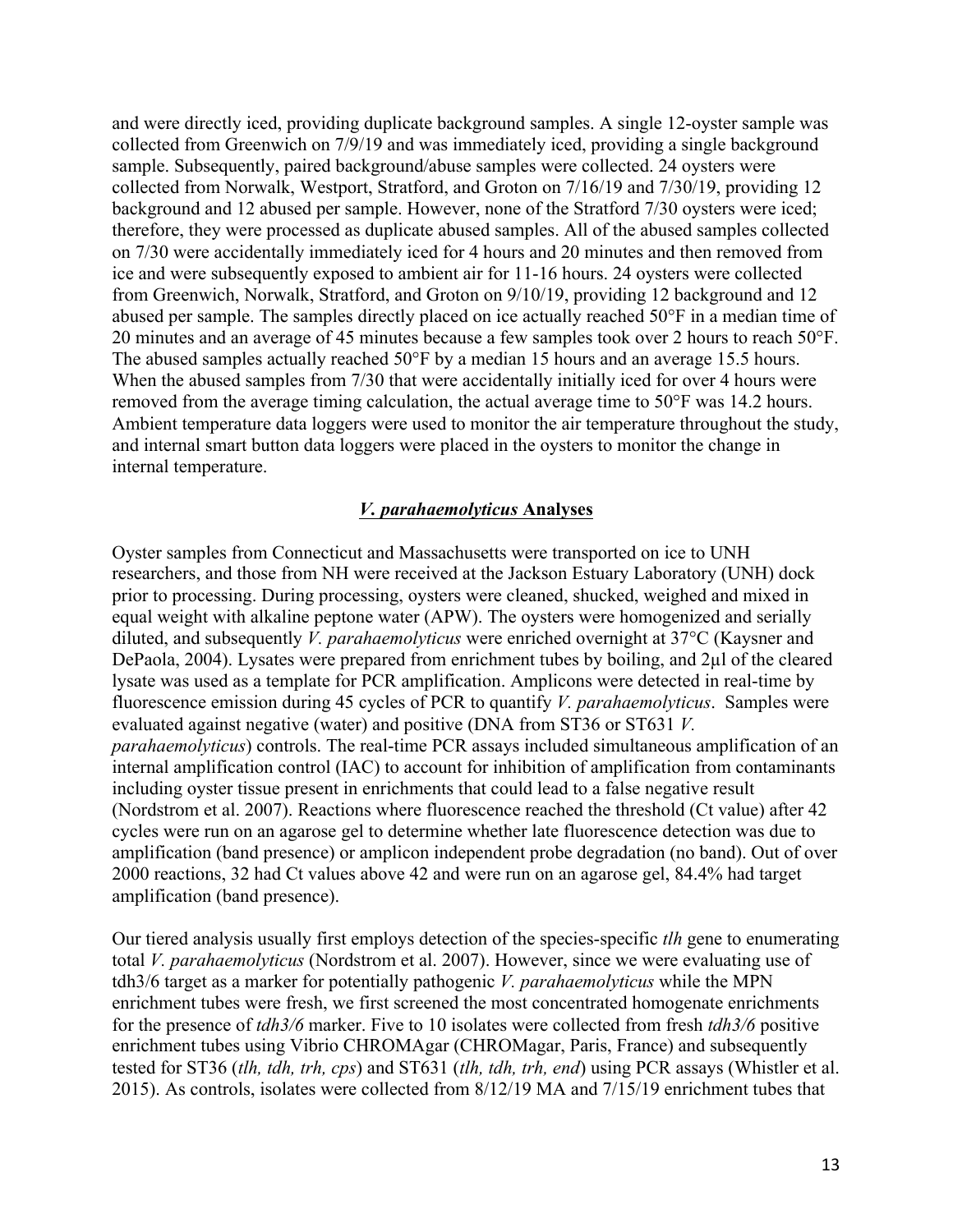and were directly iced, providing duplicate background samples. A single 12-oyster sample was collected from Greenwich on 7/9/19 and was immediately iced, providing a single background sample. Subsequently, paired background/abuse samples were collected. 24 oysters were collected from Norwalk, Westport, Stratford, and Groton on 7/16/19 and 7/30/19, providing 12 background and 12 abused per sample. However, none of the Stratford 7/30 oysters were iced; therefore, they were processed as duplicate abused samples. All of the abused samples collected on 7/30 were accidentally immediately iced for 4 hours and 20 minutes and then removed from ice and were subsequently exposed to ambient air for 11-16 hours. 24 oysters were collected from Greenwich, Norwalk, Stratford, and Groton on 9/10/19, providing 12 background and 12 abused per sample. The samples directly placed on ice actually reached 50°F in a median time of 20 minutes and an average of 45 minutes because a few samples took over 2 hours to reach 50°F. The abused samples actually reached 50°F by a median 15 hours and an average 15.5 hours. When the abused samples from 7/30 that were accidentally initially iced for over 4 hours were removed from the average timing calculation, the actual average time to 50°F was 14.2 hours. Ambient temperature data loggers were used to monitor the air temperature throughout the study, and internal smart button data loggers were placed in the oysters to monitor the change in internal temperature.

## *V. parahaemolyticus* Analyses

Oyster samples from Connecticut and Massachusetts were transported on ice to UNH researchers, and those from NH were received at the Jackson Estuary Laboratory (UNH) dock prior to processing. During processing, oysters were cleaned, shucked, weighed and mixed in equal weight with alkaline peptone water (APW). The oysters were homogenized and serially diluted, and subsequently *V. parahaemolyticus* were enriched overnight at 37°C (Kaysner and DePaola, 2004). Lysates were prepared from enrichment tubes by boiling, and 2µl of the cleared lysate was used as a template for PCR amplification. Amplicons were detected in real-time by fluorescence emission during 45 cycles of PCR to quantify *V. parahaemolyticus*. Samples were evaluated against negative (water) and positive (DNA from ST36 or ST631 *V. parahaemolyticus*) controls. The real-time PCR assays included simultaneous amplification of an internal amplification control (IAC) to account for inhibition of amplification from contaminants including oyster tissue present in enrichments that could lead to a false negative result (Nordstrom et al. 2007). Reactions where fluorescence reached the threshold (Ct value) after 42 cycles were run on an agarose gel to determine whether late fluorescence detection was due to amplification (band presence) or amplicon independent probe degradation (no band). Out of over 2000 reactions, 32 had Ct values above 42 and were run on an agarose gel, 84.4% had target amplification (band presence).

Our tiered analysis usually first employs detection of the species-specific *tlh* gene to enumerating total *V. parahaemolyticus* (Nordstrom et al. 2007). However, since we were evaluating use of tdh3/6 target as a marker for potentially pathogenic *V. parahaemolyticus* while the MPN enrichment tubes were fresh, we first screened the most concentrated homogenate enrichments for the presence of *tdh3/6* marker. Five to 10 isolates were collected from fresh *tdh3/6* positive enrichment tubes using Vibrio CHROMAgar (CHROMagar, Paris, France) and subsequently tested for ST36 (*tlh, tdh, trh, cps*) and ST631 (*tlh, tdh, trh, end*) using PCR assays (Whistler et al. 2015). As controls, isolates were collected from 8/12/19 MA and 7/15/19 enrichment tubes that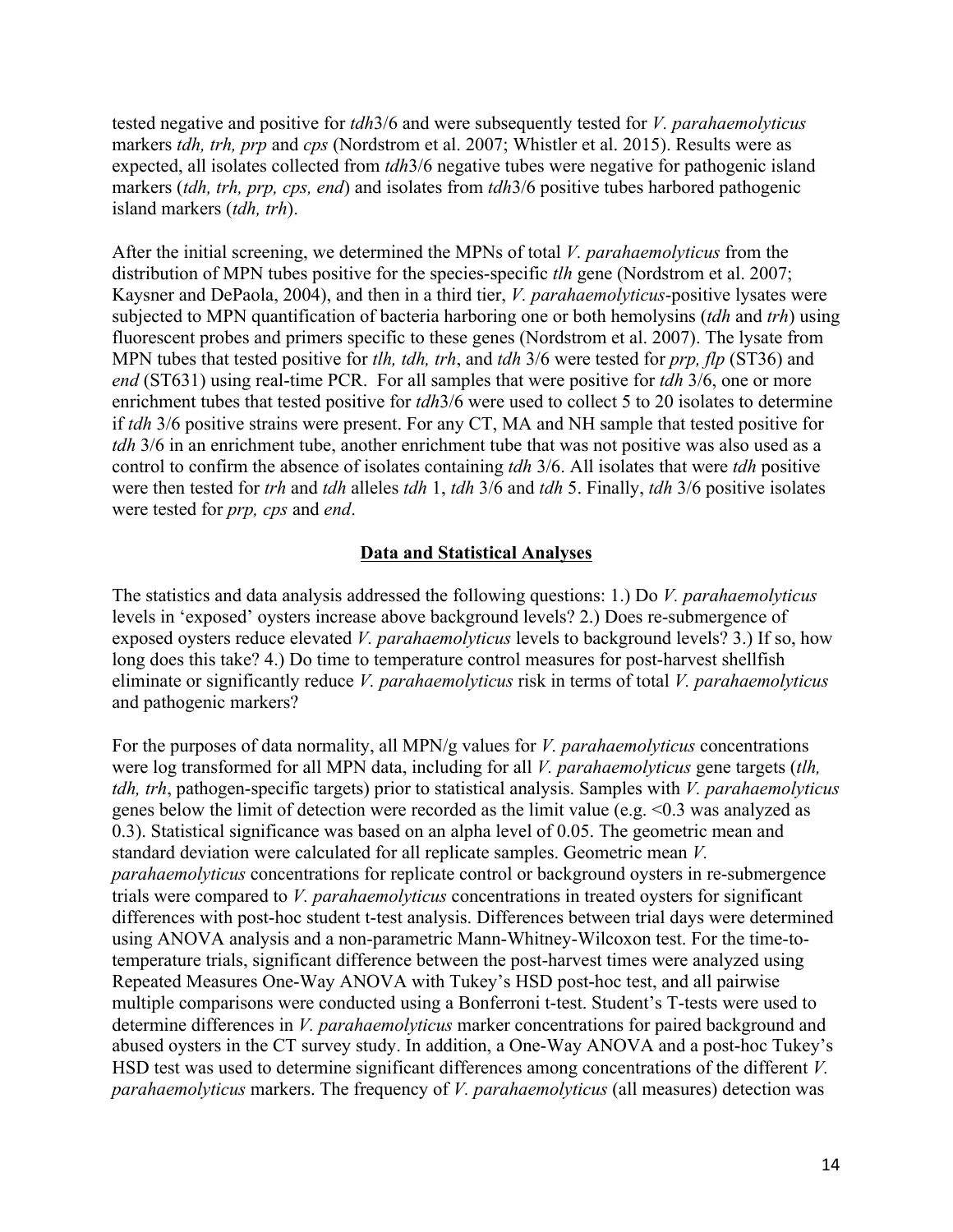tested negative and positive for *tdh*3/6 and were subsequently tested for *V. parahaemolyticus* markers *tdh, trh, prp* and *cps* (Nordstrom et al. 2007; Whistler et al. 2015). Results were as expected, all isolates collected from *tdh*3/6 negative tubes were negative for pathogenic island markers (*tdh, trh, prp, cps, end*) and isolates from *tdh*3/6 positive tubes harbored pathogenic island markers (*tdh, trh*).

After the initial screening, we determined the MPNs of total *V. parahaemolyticus* from the distribution of MPN tubes positive for the species-specific *tlh* gene (Nordstrom et al. 2007; Kaysner and DePaola, 2004), and then in a third tier, *V. parahaemolyticus*-positive lysates were subjected to MPN quantification of bacteria harboring one or both hemolysins (*tdh* and *trh*) using fluorescent probes and primers specific to these genes (Nordstrom et al. 2007). The lysate from MPN tubes that tested positive for *tlh, tdh, trh*, and *tdh* 3/6 were tested for *prp, flp* (ST36) and *end* (ST631) using real-time PCR. For all samples that were positive for *tdh* 3/6, one or more enrichment tubes that tested positive for *tdh*3/6 were used to collect 5 to 20 isolates to determine if *tdh* 3/6 positive strains were present. For any CT, MA and NH sample that tested positive for *tdh* 3/6 in an enrichment tube, another enrichment tube that was not positive was also used as a control to confirm the absence of isolates containing *tdh* 3/6. All isolates that were *tdh* positive were then tested for *trh* and *tdh* alleles *tdh* 1, *tdh* 3/6 and *tdh* 5. Finally, *tdh* 3/6 positive isolates were tested for *prp, cps* and *end*.

## Data and Statistical Analyses

The statistics and data analysis addressed the following questions: 1.) Do *V. parahaemolyticus* levels in 'exposed' oysters increase above background levels? 2.) Does re-submergence of exposed oysters reduce elevated *V. parahaemolyticus* levels to background levels? 3.) If so, how long does this take? 4.) Do time to temperature control measures for post-harvest shellfish eliminate or significantly reduce *V. parahaemolyticus* risk in terms of total *V. parahaemolyticus* and pathogenic markers?

For the purposes of data normality, all MPN/g values for *V. parahaemolyticus* concentrations were log transformed for all MPN data, including for all *V. parahaemolyticus* gene targets (*tlh, tdh, trh*, pathogen-specific targets) prior to statistical analysis. Samples with *V. parahaemolyticus* genes below the limit of detection were recorded as the limit value (e.g. <0.3 was analyzed as 0.3). Statistical significance was based on an alpha level of 0.05. The geometric mean and standard deviation were calculated for all replicate samples. Geometric mean *V. parahaemolyticus* concentrations for replicate control or background oysters in re-submergence trials were compared to *V. parahaemolyticus* concentrations in treated oysters for significant differences with post-hoc student t-test analysis. Differences between trial days were determined using ANOVA analysis and a non-parametric Mann-Whitney-Wilcoxon test. For the time-to-temperature trials, significant difference between the post-harvest times were analyzed using Repeated Measures One-Way ANOVA with Tukey's HSD post-hoc test, and all pairwise multiple comparisons were conducted using a Bonferroni t-test. Student's T-tests were used to determine differences in *V. parahaemolyticus* marker concentrations for paired background and abused oysters in the CT survey study. In addition, a One-Way ANOVA and a post-hoc Tukey's HSD test was used to determine significant differences among concentrations of the different *V. parahaemolyticus* markers. The frequency of *V. parahaemolyticus* (all measures) detection was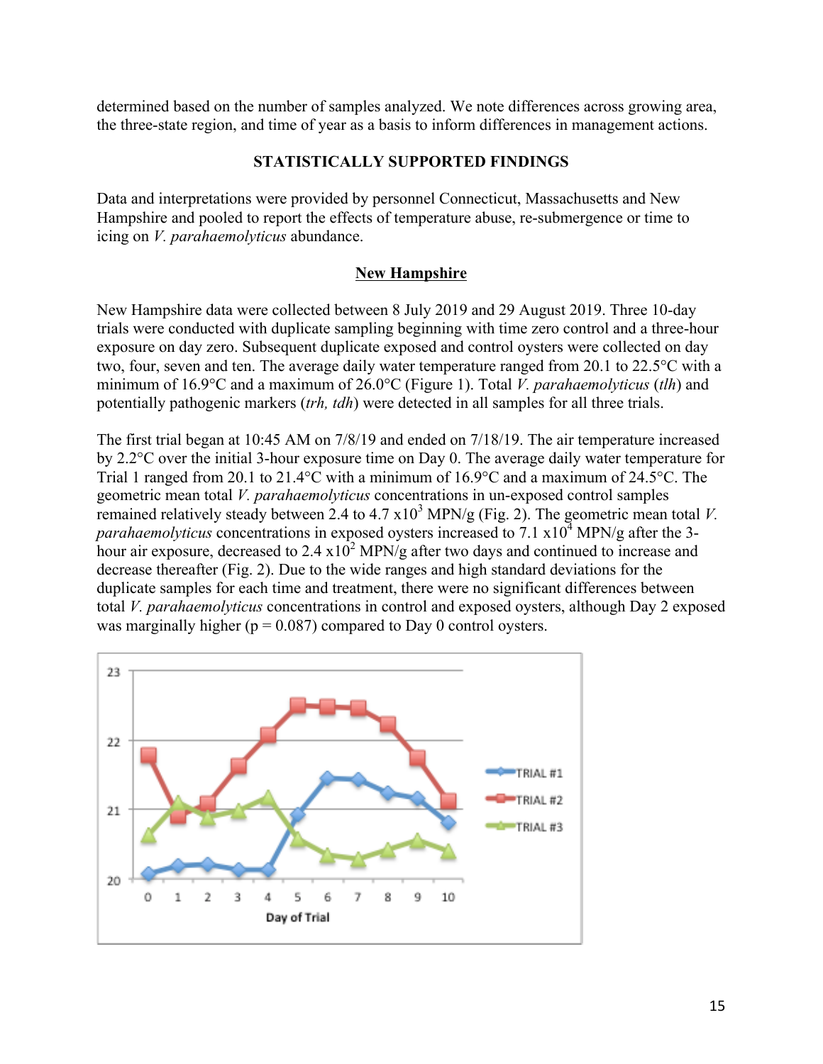determined based on the number of samples analyzed. We note differences across growing area, the three-state region, and time of year as a basis to inform differences in management actions.

## STATISTICALLY SUPPORTED FINDINGS

Data and interpretations were provided by personnel Connecticut, Massachusetts and New Hampshire and pooled to report the effects of temperature abuse, re-submergence or time to icing on *V. parahaemolyticus* abundance.

### New Hampshire

New Hampshire data were collected between 8 July 2019 and 29 August 2019. Three 10-day trials were conducted with duplicate sampling beginning with time zero control and a three-hour exposure on day zero. Subsequent duplicate exposed and control oysters were collected on day two, four, seven and ten. The average daily water temperature ranged from 20.1 to 22.5°C with a minimum of 16.9°C and a maximum of 26.0°C (Figure 1). Total *V. parahaemolyticus* (*tlh*) and potentially pathogenic markers (*trh, tdh*) were detected in all samples for all three trials.

The first trial began at 10:45 AM on 7/8/19 and ended on 7/18/19. The air temperature increased by 2.2°C over the initial 3-hour exposure time on Day 0. The average daily water temperature for Trial 1 ranged from 20.1 to 21.4°C with a minimum of 16.9°C and a maximum of 24.5°C. The geometric mean total *V. parahaemolyticus* concentrations in un-exposed control samples remained relatively steady between 2.4 to 4.7 $x10^3$ MPN/g (Fig. 2). The geometric mean total *V. parahaemolyticus* concentrations in exposed oysters increased to 7.1 $x10^4$ MPN/g after the 3-hour air exposure, decreased to 2.4 $x10^2$ MPN/g after two days and continued to increase and decrease thereafter (Fig. 2). Due to the wide ranges and high standard deviations for the duplicate samples for each time and treatment, there were no significant differences between total *V. parahaemolyticus* concentrations in control and exposed oysters, although Day 2 exposed was marginally higher ($p = 0.087$) compared to Day 0 control oysters.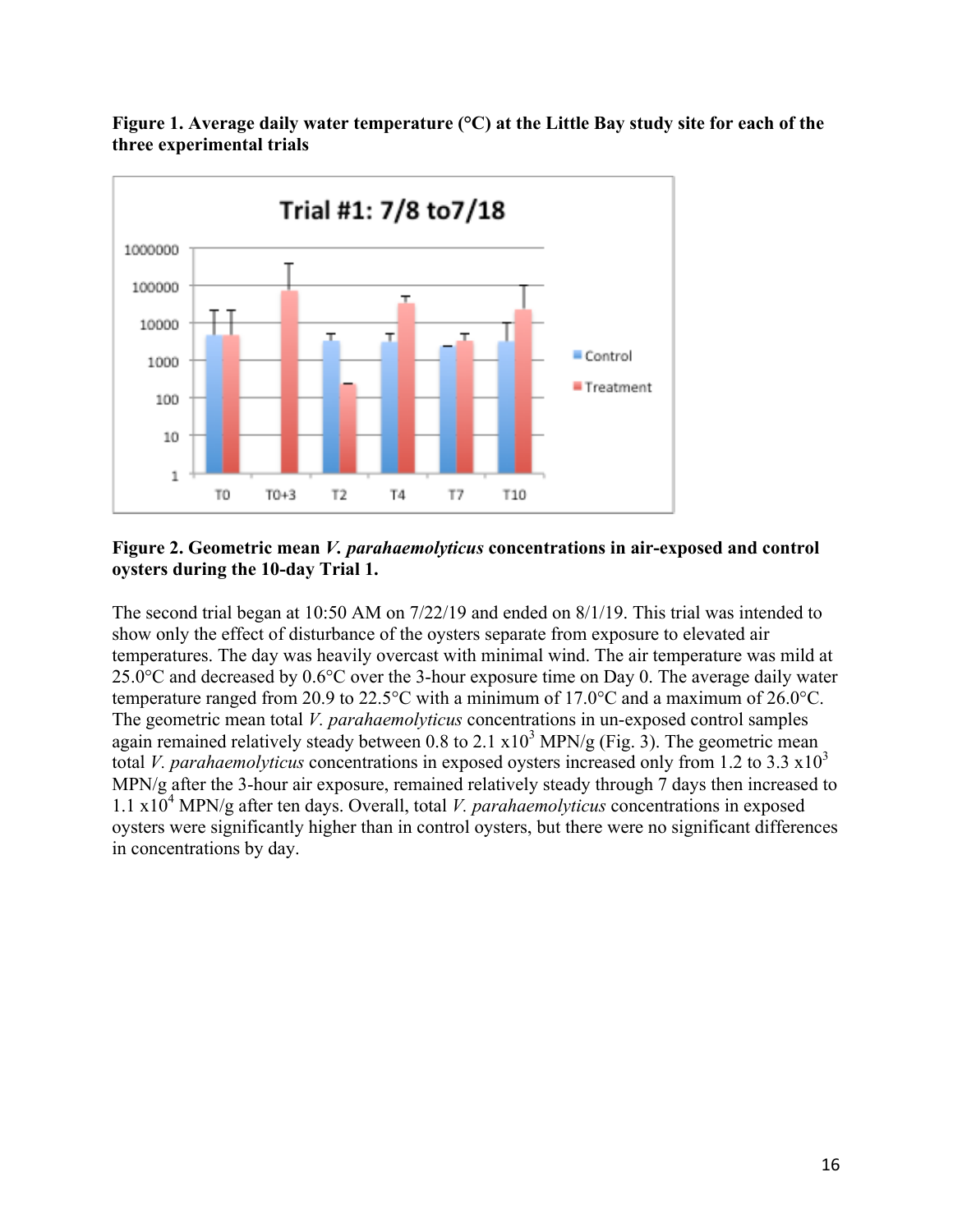**Figure 1. Average daily water temperature (°C) at the Little Bay study site for each of the three experimental trials**

**Figure 2. Geometric mean *V. parahaemolyticus* concentrations in air-exposed and control oysters during the 10-day Trial 1.**

The second trial began at 10:50 AM on 7/22/19 and ended on 8/1/19. This trial was intended to show only the effect of disturbance of the oysters separate from exposure to elevated air temperatures. The day was heavily overcast with minimal wind. The air temperature was mild at 25.0°C and decreased by 0.6°C over the 3-hour exposure time on Day 0. The average daily water temperature ranged from 20.9 to 22.5°C with a minimum of 17.0°C and a maximum of 26.0°C. The geometric mean total *V. parahaemolyticus* concentrations in un-exposed control samples again remained relatively steady between 0.8 to 2.1 x$10^3$ MPN/g (Fig. 3). The geometric mean total *V. parahaemolyticus* concentrations in exposed oysters increased only from 1.2 to 3.3 x$10^3$ MPN/g after the 3-hour air exposure, remained relatively steady through 7 days then increased to 1.1 x$10^4$ MPN/g after ten days. Overall, total *V. parahaemolyticus* concentrations in exposed oysters were significantly higher than in control oysters, but there were no significant differences in concentrations by day.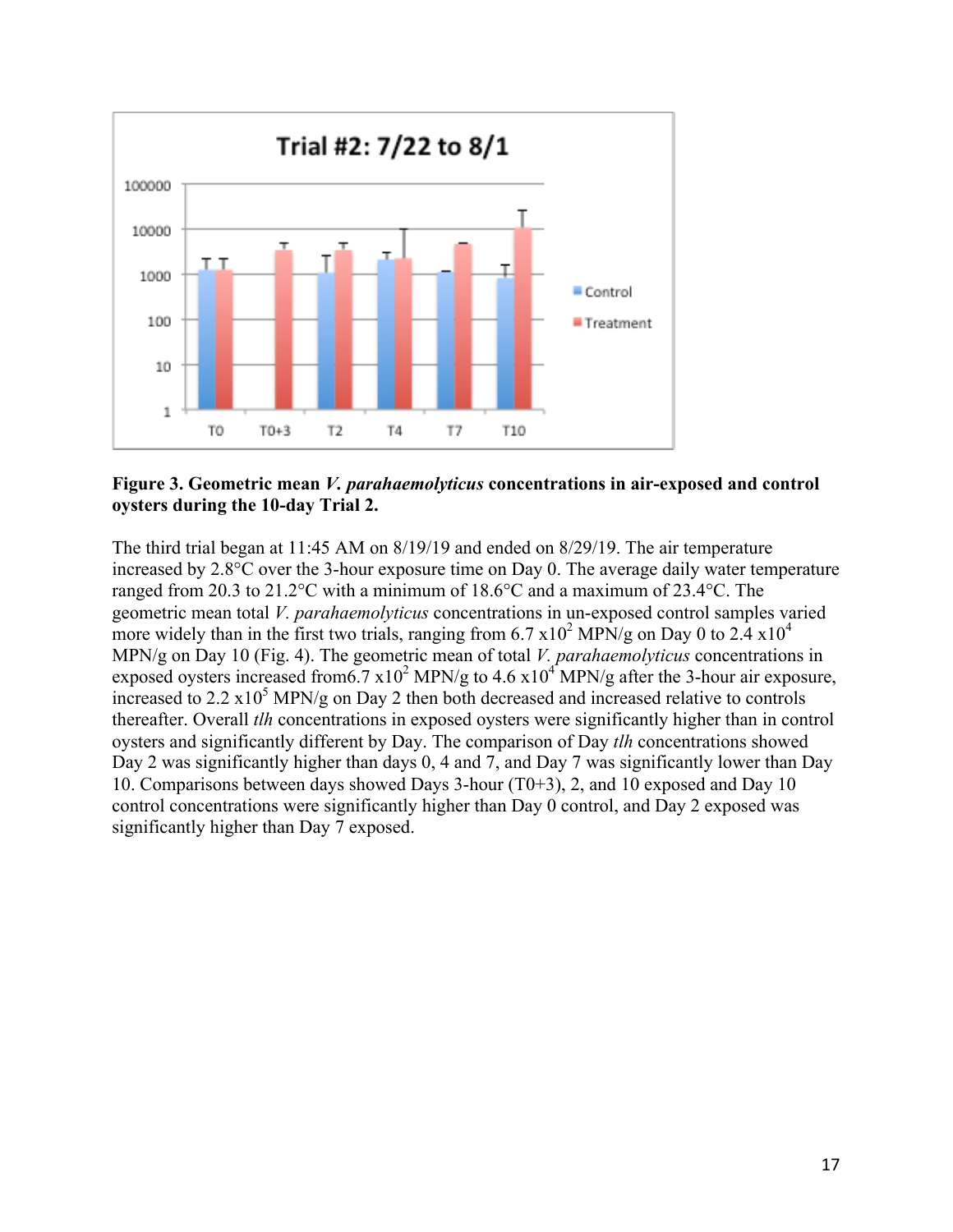**Figure 3. Geometric mean *V. parahaemolyticus* concentrations in air-exposed and control oysters during the 10-day Trial 2.**

The third trial began at 11:45 AM on 8/19/19 and ended on 8/29/19. The air temperature increased by 2.8°C over the 3-hour exposure time on Day 0. The average daily water temperature ranged from 20.3 to 21.2°C with a minimum of 18.6°C and a maximum of 23.4°C. The geometric mean total *V. parahaemolyticus* concentrations in un-exposed control samples varied more widely than in the first two trials, ranging from 6.7 x$10^2$ MPN/g on Day 0 to 2.4 x$10^4$ MPN/g on Day 10 (Fig. 4). The geometric mean of total *V. parahaemolyticus* concentrations in exposed oysters increased from6.7 x$10^2$ MPN/g to 4.6 x$10^4$ MPN/g after the 3-hour air exposure, increased to 2.2 x$10^5$ MPN/g on Day 2 then both decreased and increased relative to controls thereafter. Overall *tlh* concentrations in exposed oysters were significantly higher than in control oysters and significantly different by Day. The comparison of Day *tlh* concentrations showed Day 2 was significantly higher than days 0, 4 and 7, and Day 7 was significantly lower than Day 10. Comparisons between days showed Days 3-hour (T0+3), 2, and 10 exposed and Day 10 control concentrations were significantly higher than Day 0 control, and Day 2 exposed was significantly higher than Day 7 exposed.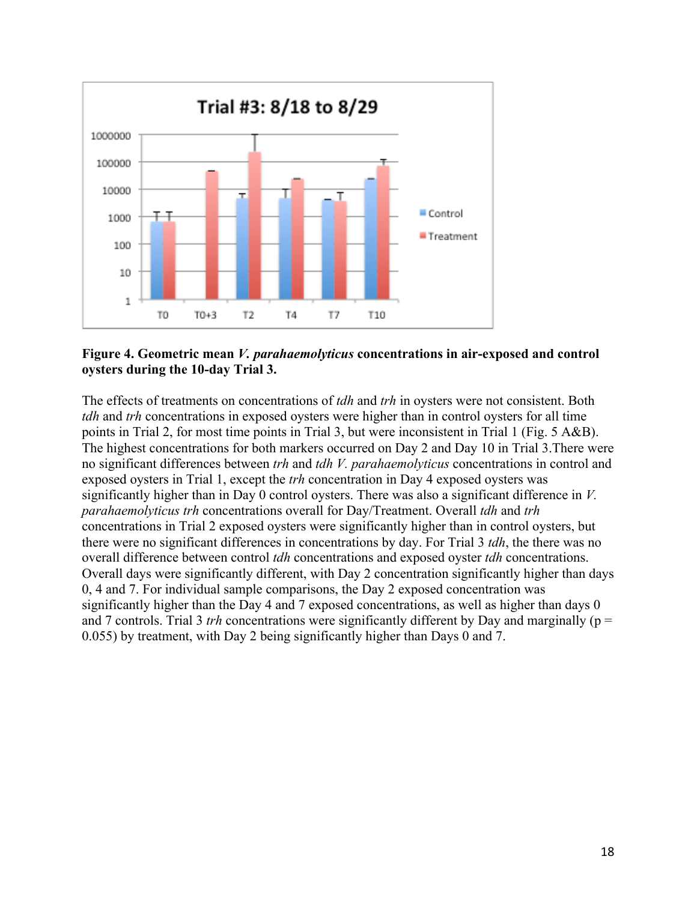**Figure 4. Geometric mean *V. parahaemolyticus* concentrations in air-exposed and control oysters during the 10-day Trial 3.**

The effects of treatments on concentrations of *tdh* and *trh* in oysters were not consistent. Both *tdh* and *trh* concentrations in exposed oysters were higher than in control oysters for all time points in Trial 2, for most time points in Trial 3, but were inconsistent in Trial 1 (Fig. 5 A&B). The highest concentrations for both markers occurred on Day 2 and Day 10 in Trial 3.There were no significant differences between *trh* and *tdh V. parahaemolyticus* concentrations in control and exposed oysters in Trial 1, except the *trh* concentration in Day 4 exposed oysters was significantly higher than in Day 0 control oysters. There was also a significant difference in *V. parahaemolyticus trh* concentrations overall for Day/Treatment. Overall *tdh* and *trh* concentrations in Trial 2 exposed oysters were significantly higher than in control oysters, but there were no significant differences in concentrations by day. For Trial 3 *tdh*, the there was no overall difference between control *tdh* concentrations and exposed oyster *tdh* concentrations. Overall days were significantly different, with Day 2 concentration significantly higher than days 0, 4 and 7. For individual sample comparisons, the Day 2 exposed concentration was significantly higher than the Day 4 and 7 exposed concentrations, as well as higher than days 0 and 7 controls. Trial 3 *trh* concentrations were significantly different by Day and marginally ($p = 0.055$) by treatment, with Day 2 being significantly higher than Days 0 and 7.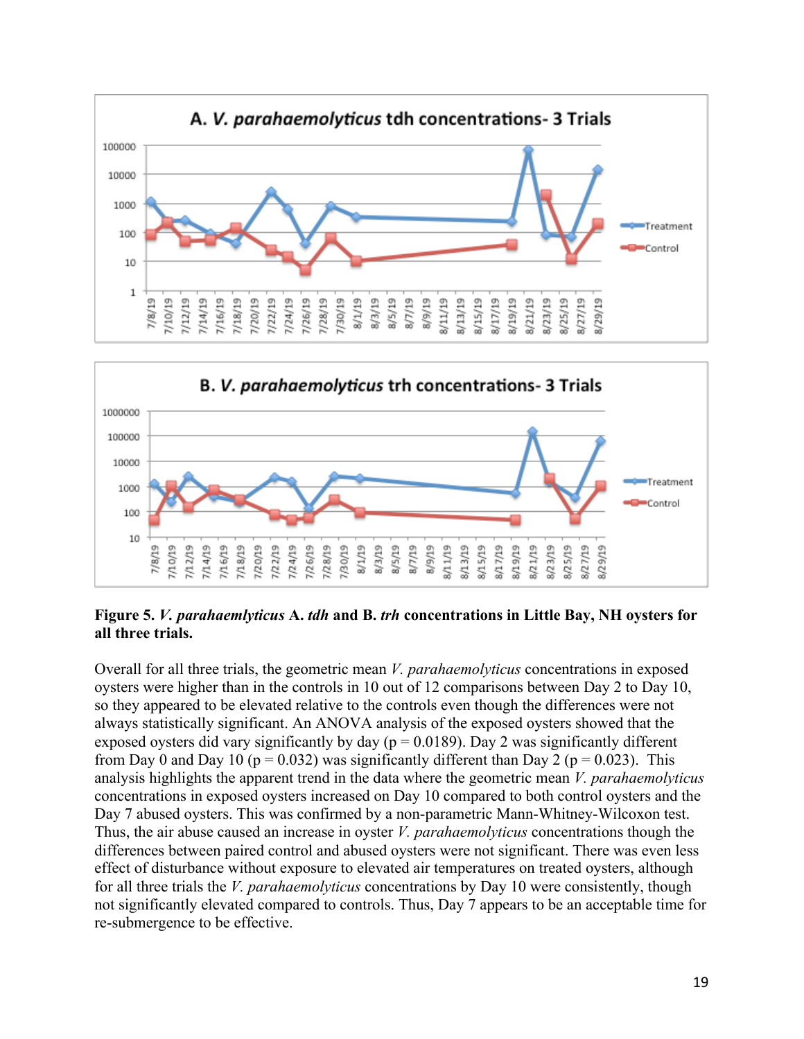**Figure 5.** ***V. parahaemlyticus*** **A.** ***tdh*** **and B.** ***trh*** **concentrations in Little Bay, NH oysters for all three trials.**

Overall for all three trials, the geometric mean *V. parahaemolyticus* concentrations in exposed oysters were higher than in the controls in 10 out of 12 comparisons between Day 2 to Day 10, so they appeared to be elevated relative to the controls even though the differences were not always statistically significant. An ANOVA analysis of the exposed oysters showed that the exposed oysters did vary significantly by day ($p = 0.0189$). Day 2 was significantly different from Day 0 and Day 10 ($p = 0.032$) was significantly different than Day 2 ($p = 0.023$). This analysis highlights the apparent trend in the data where the geometric mean *V. parahaemolyticus* concentrations in exposed oysters increased on Day 10 compared to both control oysters and the Day 7 abused oysters. This was confirmed by a non-parametric Mann-Whitney-Wilcoxon test. Thus, the air abuse caused an increase in oyster *V. parahaemolyticus* concentrations though the differences between paired control and abused oysters were not significant. There was even less effect of disturbance without exposure to elevated air temperatures on treated oysters, although for all three trials the *V. parahaemolyticus* concentrations by Day 10 were consistently, though not significantly elevated compared to controls. Thus, Day 7 appears to be an acceptable time for re-submergence to be effective.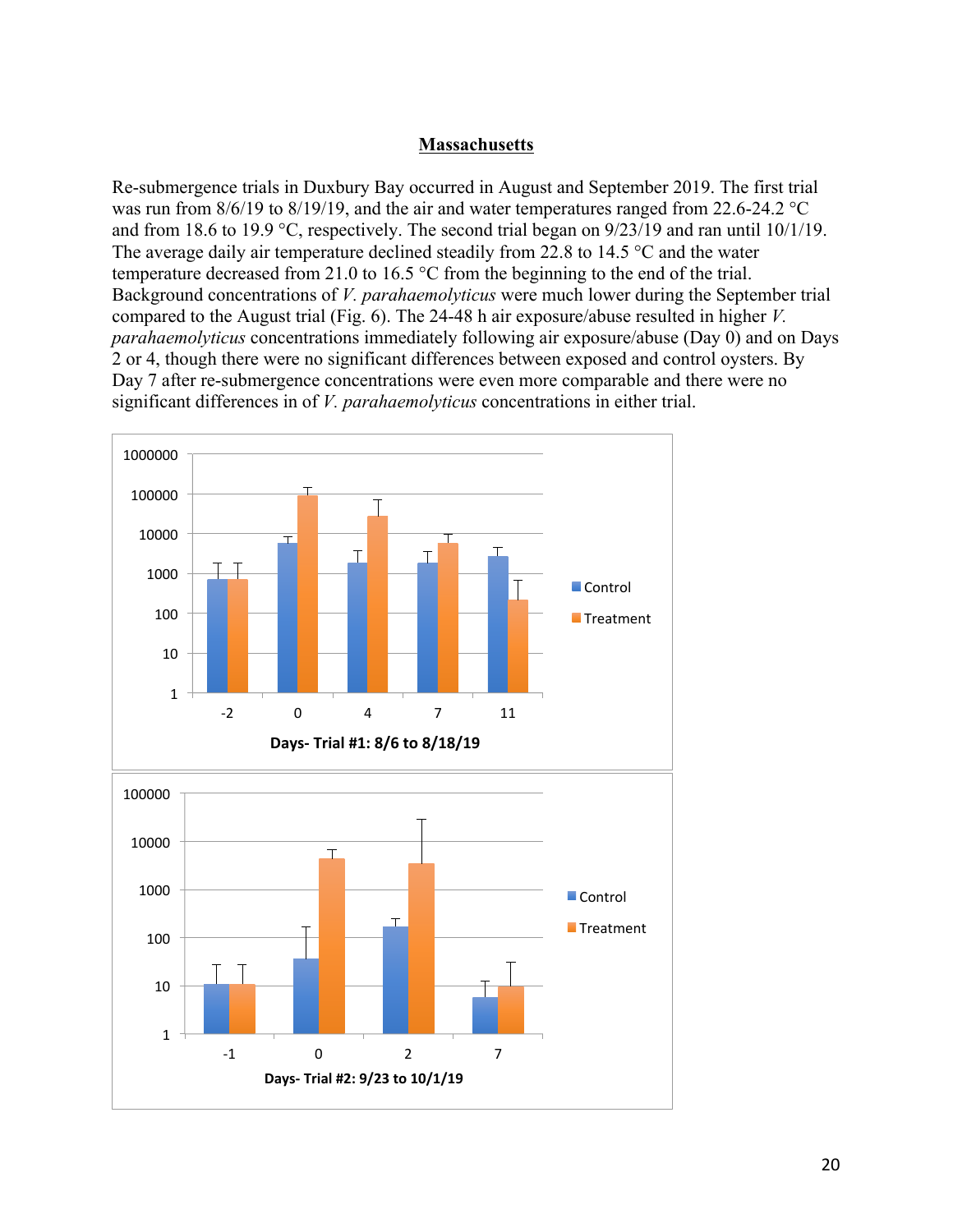## Massachusetts

Re-submergence trials in Duxbury Bay occurred in August and September 2019. The first trial was run from 8/6/19 to 8/19/19, and the air and water temperatures ranged from 22.6-24.2 °C and from 18.6 to 19.9 °C, respectively. The second trial began on 9/23/19 and ran until 10/1/19. The average daily air temperature declined steadily from 22.8 to 14.5 °C and the water temperature decreased from 21.0 to 16.5 °C from the beginning to the end of the trial. Background concentrations of *V. parahaemolyticus* were much lower during the September trial compared to the August trial (Fig. 6). The 24-48 h air exposure/abuse resulted in higher *V. parahaemolyticus* concentrations immediately following air exposure/abuse (Day 0) and on Days 2 or 4, though there were no significant differences between exposed and control oysters. By Day 7 after re-submergence concentrations were even more comparable and there were no significant differences in of *V. parahaemolyticus* concentrations in either trial.

1000000
100000
10000
1000
100
10
1

-2 0 4 7 11

Control
Treatment

**Days- Trial #1: 8/6 to 8/18/19**

100000
10000
1000
100
10
1

-1 0 2 7

Control
Treatment

**Days- Trial #2: 9/23 to 10/1/19**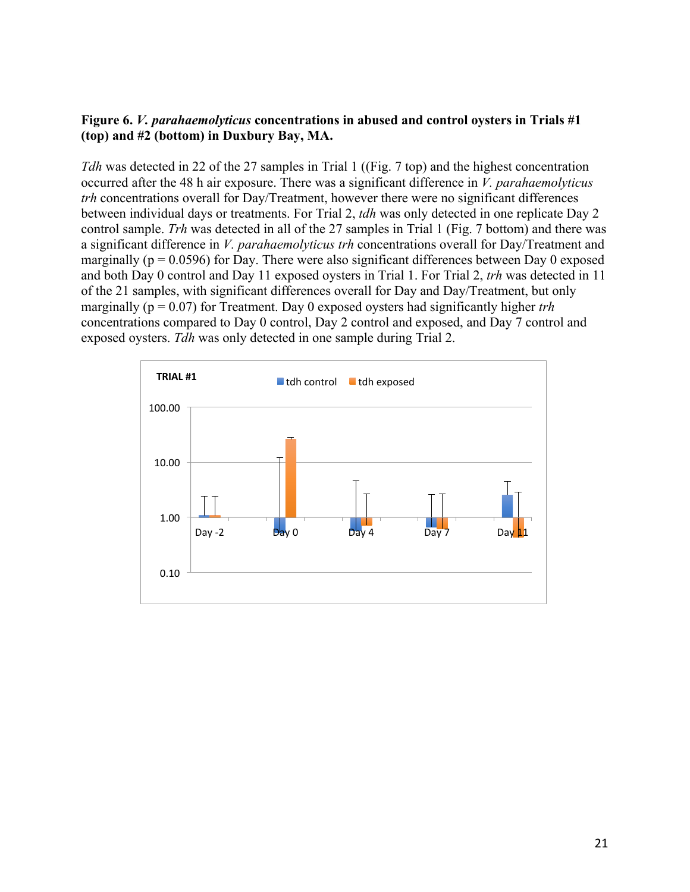**Figure 6. *V. parahaemolyticus* concentrations in abused and control oysters in Trials #1 (top) and #2 (bottom) in Duxbury Bay, MA.**

*Tdh* was detected in 22 of the 27 samples in Trial 1 ((Fig. 7 top) and the highest concentration occurred after the 48 h air exposure. There was a significant difference in *V. parahaemolyticus trh* concentrations overall for Day/Treatment, however there were no significant differences between individual days or treatments. For Trial 2, *tdh* was only detected in one replicate Day 2 control sample. *Trh* was detected in all of the 27 samples in Trial 1 (Fig. 7 bottom) and there was a significant difference in *V. parahaemolyticus trh* concentrations overall for Day/Treatment and marginally ($p = 0.0596$) for Day. There were also significant differences between Day 0 exposed and both Day 0 control and Day 11 exposed oysters in Trial 1. For Trial 2, *trh* was detected in 11 of the 21 samples, with significant differences overall for Day and Day/Treatment, but only marginally ($p = 0.07$) for Treatment. Day 0 exposed oysters had significantly higher *trh* concentrations compared to Day 0 control, Day 2 control and exposed, and Day 7 control and exposed oysters. *Tdh* was only detected in one sample during Trial 2.

TRIAL #1

tdh control | tdh exposed

100.00

10.00

1.00

0.10

Day -2 | Day 0 | Day 4 | Day 7 | Day 11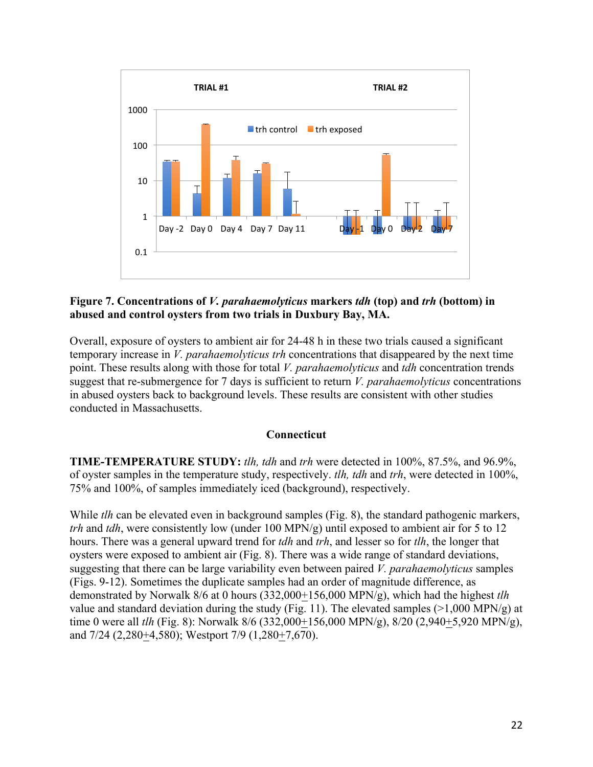**Figure 7. Concentrations of *V. parahaemolyticus* markers *tdh* (top) and *trh* (bottom) in abused and control oysters from two trials in Duxbury Bay, MA.**

Overall, exposure of oysters to ambient air for 24-48 h in these two trials caused a significant temporary increase in *V. parahaemolyticus trh* concentrations that disappeared by the next time point. These results along with those for total *V. parahaemolyticus* and *tdh* concentration trends suggest that re-submergence for 7 days is sufficient to return *V. parahaemolyticus* concentrations in abused oysters back to background levels. These results are consistent with other studies conducted in Massachusetts.

## Connecticut

**TIME-TEMPERATURE STUDY:** *tlh, tdh* and *trh* were detected in 100%, 87.5%, and 96.9%, of oyster samples in the temperature study, respectively. *tlh, tdh* and *trh*, were detected in 100%, 75% and 100%, of samples immediately iced (background), respectively.

While *tlh* can be elevated even in background samples (Fig. 8), the standard pathogenic markers, *trh* and *tdh*, were consistently low (under 100 MPN/g) until exposed to ambient air for 5 to 12 hours. There was a general upward trend for *tdh* and *trh*, and lesser so for *tlh*, the longer that oysters were exposed to ambient air (Fig. 8). There was a wide range of standard deviations, suggesting that there can be large variability even between paired *V. parahaemolyticus* samples (Figs. 9-12). Sometimes the duplicate samples had an order of magnitude difference, as demonstrated by Norwalk 8/6 at 0 hours (332,000±156,000 MPN/g), which had the highest *tlh* value and standard deviation during the study (Fig. 11). The elevated samples (>1,000 MPN/g) at time 0 were all *tlh* (Fig. 8): Norwalk 8/6 (332,000±156,000 MPN/g), 8/20 (2,940±5,920 MPN/g), and 7/24 (2,280±4,580); Westport 7/9 (1,280±7,670).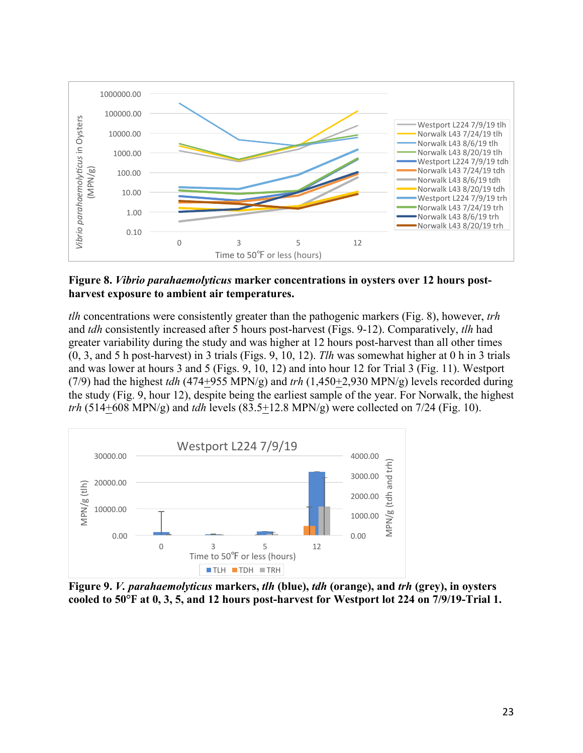**Figure 8.** ***Vibrio parahaemolyticus*** **marker concentrations in oysters over 12 hours post-harvest exposure to ambient air temperatures.**

*tlh* concentrations were consistently greater than the pathogenic markers (Fig. 8), however, *trh* and *tdh* consistently increased after 5 hours post-harvest (Figs. 9-12). Comparatively, *tlh* had greater variability during the study and was higher at 12 hours post-harvest than all other times (0, 3, and 5 h post-harvest) in 3 trials (Figs. 9, 10, 12). *Tlh* was somewhat higher at 0 h in 3 trials and was lower at hours 3 and 5 (Figs. 9, 10, 12) and into hour 12 for Trial 3 (Fig. 11). Westport (7/9) had the highest *tdh* (474±955 MPN/g) and *trh* (1,450±2,930 MPN/g) levels recorded during the study (Fig. 9, hour 12), despite being the earliest sample of the year. For Norwalk, the highest *trh* (514±608 MPN/g) and *tdh* levels (83.5±12.8 MPN/g) were collected on 7/24 (Fig. 10).

**Figure 9.** ***V. parahaemolyticus*** **markers,** ***tlh*** **(blue),** ***tdh*** **(orange), and** ***trh*** **(grey), in oysters cooled to 50°F at 0, 3, 5, and 12 hours post-harvest for Westport lot 224 on 7/9/19-Trial 1.**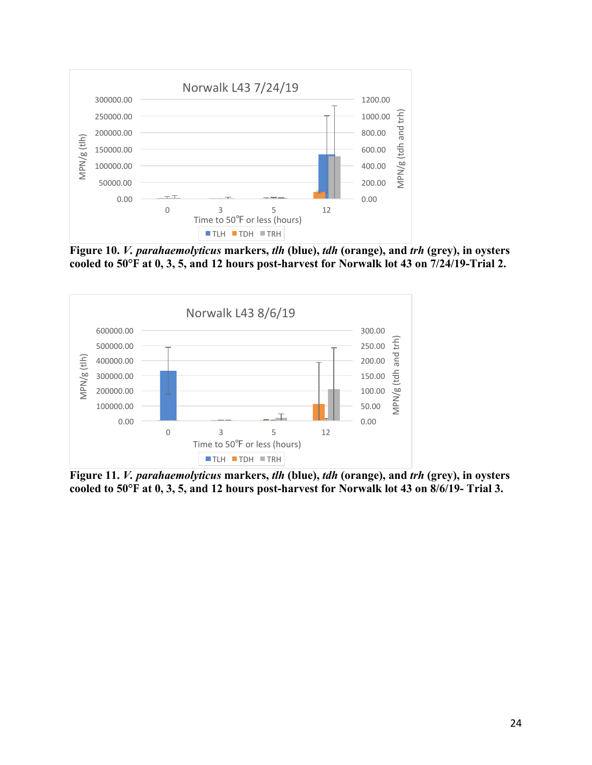**Figure 10.** ***V. parahaemolyticus*** **markers,** ***tlh*** **(blue),** ***tdh*** **(orange), and** ***trh*** **(grey), in oysters cooled to 50°F at 0, 3, 5, and 12 hours post-harvest for Norwalk lot 43 on 7/24/19-Trial 2.**

**Figure 11.** ***V. parahaemolyticus*** **markers,** ***tlh*** **(blue),** ***tdh*** **(orange), and** ***trh*** **(grey), in oysters cooled to 50°F at 0, 3, 5, and 12 hours post-harvest for Norwalk lot 43 on 8/6/19- Trial 3.**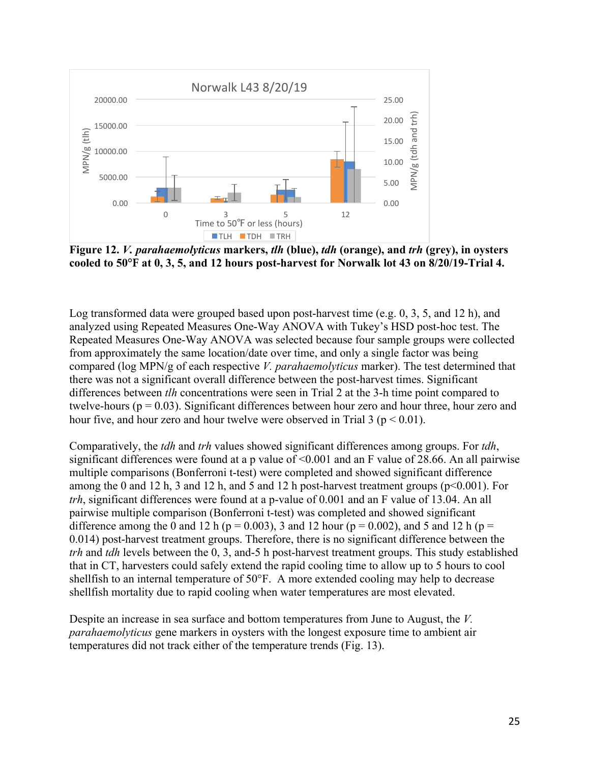**Figure 12. *V. parahaemolyticus* markers, *tlh* (blue), *tdh* (orange), and *trh* (grey), in oysters cooled to 50°F at 0, 3, 5, and 12 hours post-harvest for Norwalk lot 43 on 8/20/19-Trial 4.**

Log transformed data were grouped based upon post-harvest time (e.g. 0, 3, 5, and 12 h), and analyzed using Repeated Measures One-Way ANOVA with Tukey's HSD post-hoc test. The Repeated Measures One-Way ANOVA was selected because four sample groups were collected from approximately the same location/date over time, and only a single factor was being compared (log MPN/g of each respective *V. parahaemolyticus* marker). The test determined that there was not a significant overall difference between the post-harvest times. Significant differences between *tlh* concentrations were seen in Trial 2 at the 3-h time point compared to twelve-hours ($p = 0.03$). Significant differences between hour zero and hour three, hour zero and hour five, and hour zero and hour twelve were observed in Trial 3 ($p < 0.01$).

Comparatively, the *tdh* and *trh* values showed significant differences among groups. For *tdh*, significant differences were found at a p value of <0.001 and an F value of 28.66. An all pairwise multiple comparisons (Bonferroni t-test) were completed and showed significant difference among the 0 and 12 h, 3 and 12 h, and 5 and 12 h post-harvest treatment groups ($p<0.001$). For *trh*, significant differences were found at a p-value of 0.001 and an F value of 13.04. An all pairwise multiple comparison (Bonferroni t-test) was completed and showed significant difference among the 0 and 12 h ($p = 0.003$), 3 and 12 hour ($p = 0.002$), and 5 and 12 h ($p = 0.014$) post-harvest treatment groups. Therefore, there is no significant difference between the *trh* and *tdh* levels between the 0, 3, and-5 h post-harvest treatment groups. This study established that in CT, harvesters could safely extend the rapid cooling time to allow up to 5 hours to cool shellfish to an internal temperature of 50°F. A more extended cooling may help to decrease shellfish mortality due to rapid cooling when water temperatures are most elevated.

Despite an increase in sea surface and bottom temperatures from June to August, the *V. parahaemolyticus* gene markers in oysters with the longest exposure time to ambient air temperatures did not track either of the temperature trends (Fig. 13).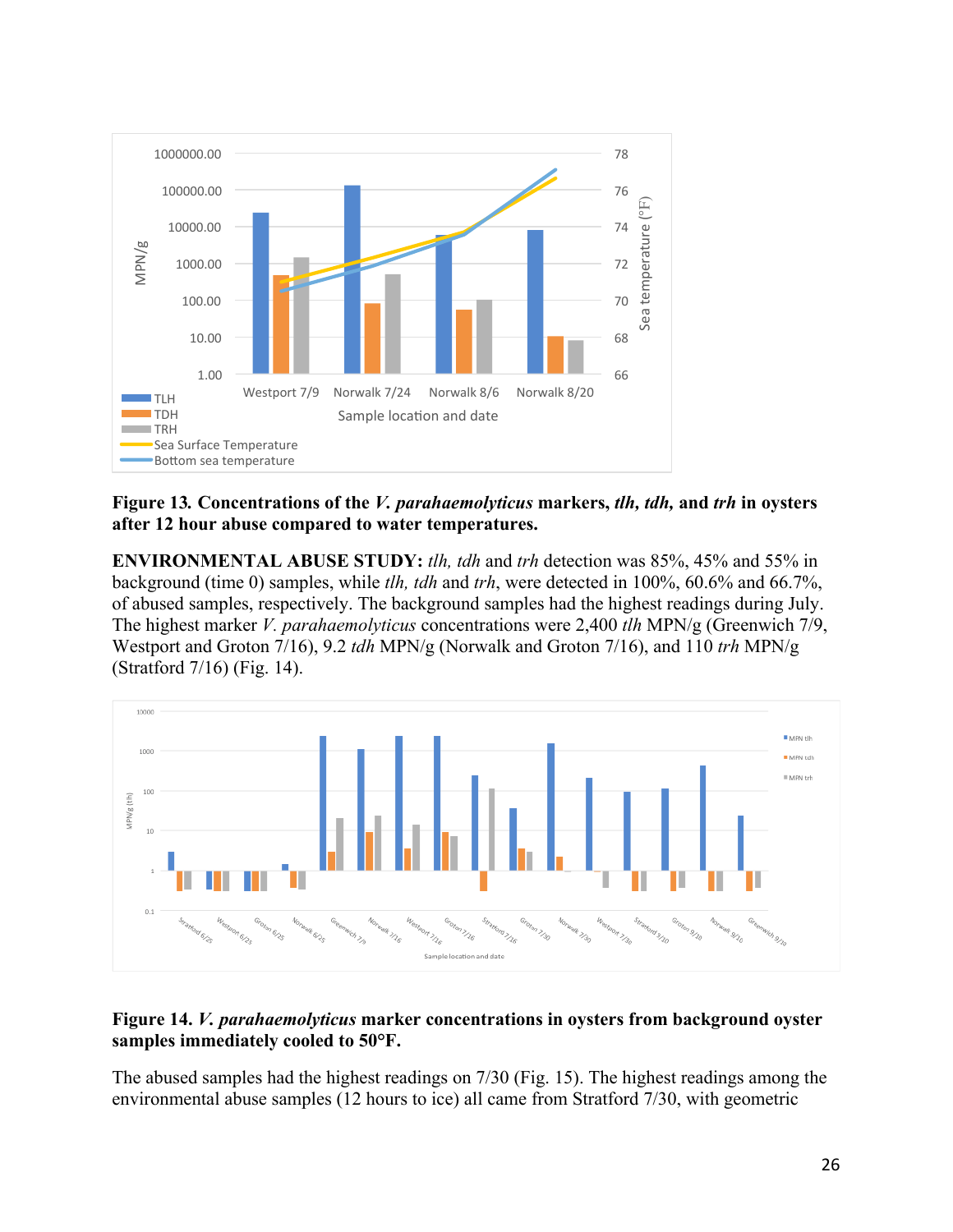**Figure 13. Concentrations of the *V. parahaemolyticus* markers, *tlh, tdh,* and *trh* in oysters after 12 hour abuse compared to water temperatures.**

**ENVIRONMENTAL ABUSE STUDY:** *tlh, tdh* and *trh* detection was 85%, 45% and 55% in background (time 0) samples, while *tlh, tdh* and *trh*, were detected in 100%, 60.6% and 66.7%, of abused samples, respectively. The background samples had the highest readings during July. The highest marker *V. parahaemolyticus* concentrations were 2,400 *tlh* MPN/g (Greenwich 7/9, Westport and Groton 7/16), 9.2 *tdh* MPN/g (Norwalk and Groton 7/16), and 110 *trh* MPN/g (Stratford 7/16) (Fig. 14).

**Figure 14. *V. parahaemolyticus* marker concentrations in oysters from background oyster samples immediately cooled to 50°F.**

The abused samples had the highest readings on 7/30 (Fig. 15). The highest readings among the environmental abuse samples (12 hours to ice) all came from Stratford 7/30, with geometric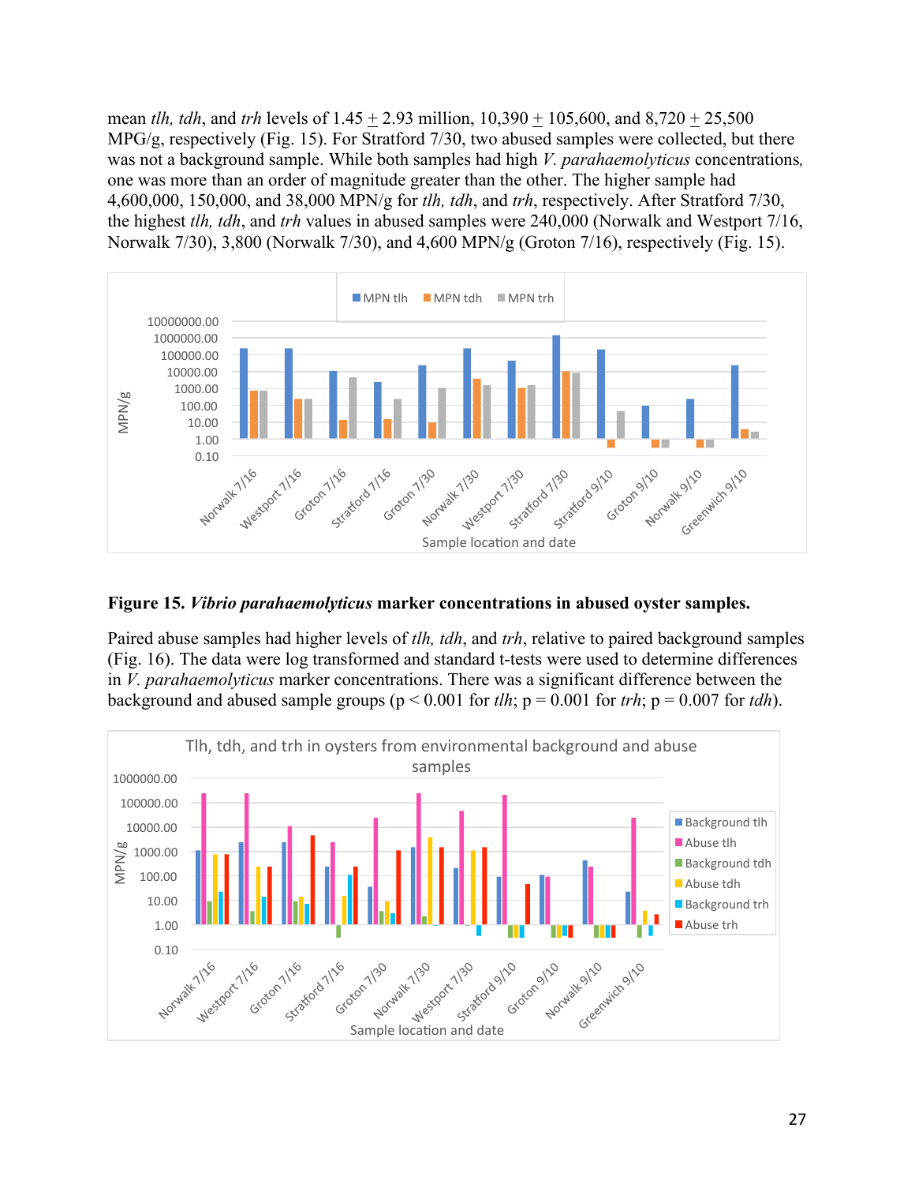mean *tlh, tdh*, and *trh* levels of 1.45 $\pm$ 2.93 million, 10,390 $\pm$ 105,600, and 8,720 $\pm$ 25,500 MPG/g, respectively (Fig. 15). For Stratford 7/30, two abused samples were collected, but there was not a background sample. While both samples had high *V. parahaemolyticus* concentrations, one was more than an order of magnitude greater than the other. The higher sample had 4,600,000, 150,000, and 38,000 MPN/g for *tlh, tdh*, and *trh*, respectively. After Stratford 7/30, the highest *tlh, tdh*, and *trh* values in abused samples were 240,000 (Norwalk and Westport 7/16, Norwalk 7/30), 3,800 (Norwalk 7/30), and 4,600 MPN/g (Groton 7/16), respectively (Fig. 15).

**Figure 15. *Vibrio parahaemolyticus* marker concentrations in abused oyster samples.**

Paired abuse samples had higher levels of *tlh, tdh*, and *trh*, relative to paired background samples (Fig. 16). The data were log transformed and standard t-tests were used to determine differences in *V. parahaemolyticus* marker concentrations. There was a significant difference between the background and abused sample groups ($p < 0.001$ for *tlh*; $p = 0.001$ for *trh*; $p = 0.007$ for *tdh*).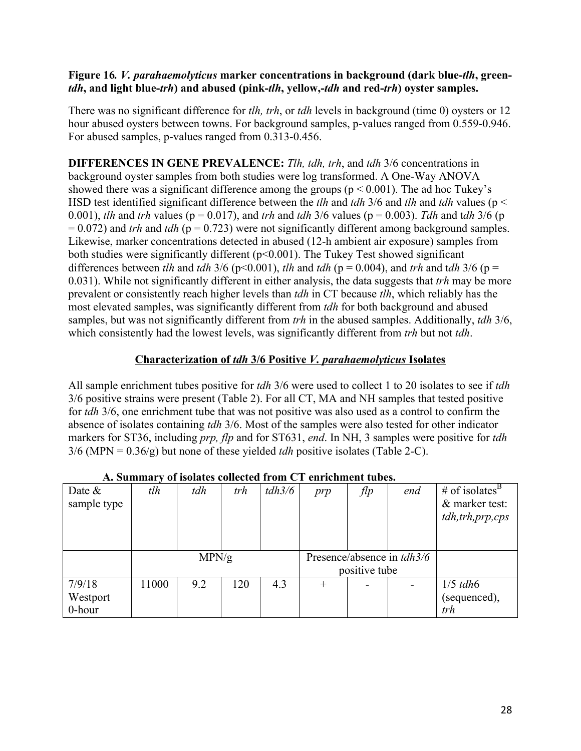**Figure 16. *V. parahaemolyticus* marker concentrations in background (dark blue-*tlh*, green-*tdh*, and light blue-*trh*) and abused (pink-*tlh*, yellow,-*tdh* and red-*trh*) oyster samples.**

There was no significant difference for *tlh, trh*, or *tdh* levels in background (time 0) oysters or 12 hour abused oysters between towns. For background samples, p-values ranged from 0.559-0.946. For abused samples, p-values ranged from 0.313-0.456.

**DIFFERENCES IN GENE PREVALENCE:** *Tlh, tdh, trh*, and *tdh* 3/6 concentrations in background oyster samples from both studies were log transformed. A One-Way ANOVA showed there was a significant difference among the groups ($p < 0.001$). The ad hoc Tukey's HSD test identified significant difference between the *tlh* and *tdh* 3/6 and *tlh* and *tdh* values ($p < 0.001$), *tlh* and *trh* values ($p = 0.017$), and *trh* and *tdh* 3/6 values ($p = 0.003$). *Tdh* and t*dh* 3/6 ($p = 0.072$) and *trh* and *tdh* ($p = 0.723$) were not significantly different among background samples. Likewise, marker concentrations detected in abused (12-h ambient air exposure) samples from both studies were significantly different ($p<0.001$). The Tukey Test showed significant differences between *tlh* and *tdh* 3/6 ($p<0.001$), *tlh* and *tdh* ($p = 0.004$), and *trh* and t*dh* 3/6 ($p = 0.031$). While not significantly different in either analysis, the data suggests that *trh* may be more prevalent or consistently reach higher levels than *tdh* in CT because *tlh*, which reliably has the most elevated samples, was significantly different from *tdh* for both background and abused samples, but was not significantly different from *trh* in the abused samples. Additionally, *tdh* 3/6, which consistently had the lowest levels, was significantly different from *trh* but not *tdh*.

## Characterization of *tdh* 3/6 Positive *V. parahaemolyticus* Isolates

All sample enrichment tubes positive for *tdh* 3/6 were used to collect 1 to 20 isolates to see if *tdh* 3/6 positive strains were present (Table 2). For all CT, MA and NH samples that tested positive for *tdh* 3/6, one enrichment tube that was not positive was also used as a control to confirm the absence of isolates containing *tdh* 3/6. Most of the samples were also tested for other indicator markers for ST36, including *prp, flp* and for ST631, *end*. In NH, 3 samples were positive for *tdh* 3/6 (MPN = 0.36/g) but none of these yielded *tdh* positive isolates (Table 2-C).

**A. Summary of isolates collected from CT enrichment tubes.**

| Date & sample type | *tlh* | *tdh* | *trh* | *tdh3/6* | *prp* | *flp* | *end* | # of isolates[B] & marker test: *tdh,trh,prp,cps* |
|---|---|---|---|---|---|---|---|---|
| | MPN/g | | | | Presence/absence in *tdh3/6* positive tube | | | |
| 7/9/18 Westport 0-hour | 11000 | 9.2 | 120 | 4.3 | + | - | - | 1/5 *tdh*6 (sequenced), *trh* |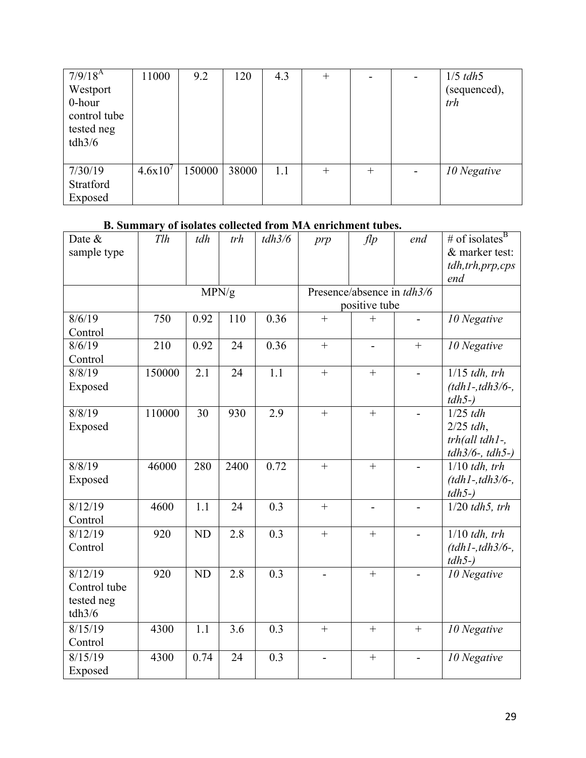| | | | | | | | | |
|---|---|---|---|---|---|---|---|---|
| 7/9/18[A] Westport 0-hour control tube tested neg tdh3/6 | 11000 | 9.2 | 120 | 4.3 | + | - | - | 1/5 *tdh5* (sequenced), *trh* |
| 7/30/19 Stratford Exposed | $4.6x10^7$ | 150000 | 38000 | 1.1 | + | + | - | *10 Negative* |

**B. Summary of isolates collected from MA enrichment tubes.**

| Date & sample type | *Tlh* | *tdh* | *trh* | *tdh3/6* | *prp* | *flp* | *end* | # of isolates[B] & marker test: *tdh,trh,prp,cps end* |
|---|---|---|---|---|---|---|---|---|
| | MPN/g | | | | Presence/absence in *tdh3/6* positive tube | | | |
| 8/6/19 Control | 750 | 0.92 | 110 | 0.36 | + | + | - | *10 Negative* |
| 8/6/19 Control | 210 | 0.92 | 24 | 0.36 | + | - | + | *10 Negative* |
| 8/8/19 Exposed | 150000 | 2.1 | 24 | 1.1 | + | + | - | 1/15 *tdh, trh (tdh1-,tdh3/6-, tdh5-)* |
| 8/8/19 Exposed | 110000 | 30 | 930 | 2.9 | + | + | - | 1/25 *tdh* 2/25 *tdh, trh(all tdh1-, tdh3/6-, tdh5-)* |
| 8/8/19 Exposed | 46000 | 280 | 2400 | 0.72 | + | + | - | 1/10 *tdh, trh (tdh1-,tdh3/6-, tdh5-)* |
| 8/12/19 Control | 4600 | 1.1 | 24 | 0.3 | + | - | - | 1/20 *tdh5, trh* |
| 8/12/19 Control | 920 | ND | 2.8 | 0.3 | + | + | - | 1/10 *tdh, trh (tdh1-,tdh3/6-, tdh5-)* |
| 8/12/19 Control tube tested neg tdh3/6 | 920 | ND | 2.8 | 0.3 | - | + | - | *10 Negative* |
| 8/15/19 Control | 4300 | 1.1 | 3.6 | 0.3 | + | + | + | *10 Negative* |
| 8/15/19 Exposed | 4300 | 0.74 | 24 | 0.3 | - | + | - | *10 Negative* |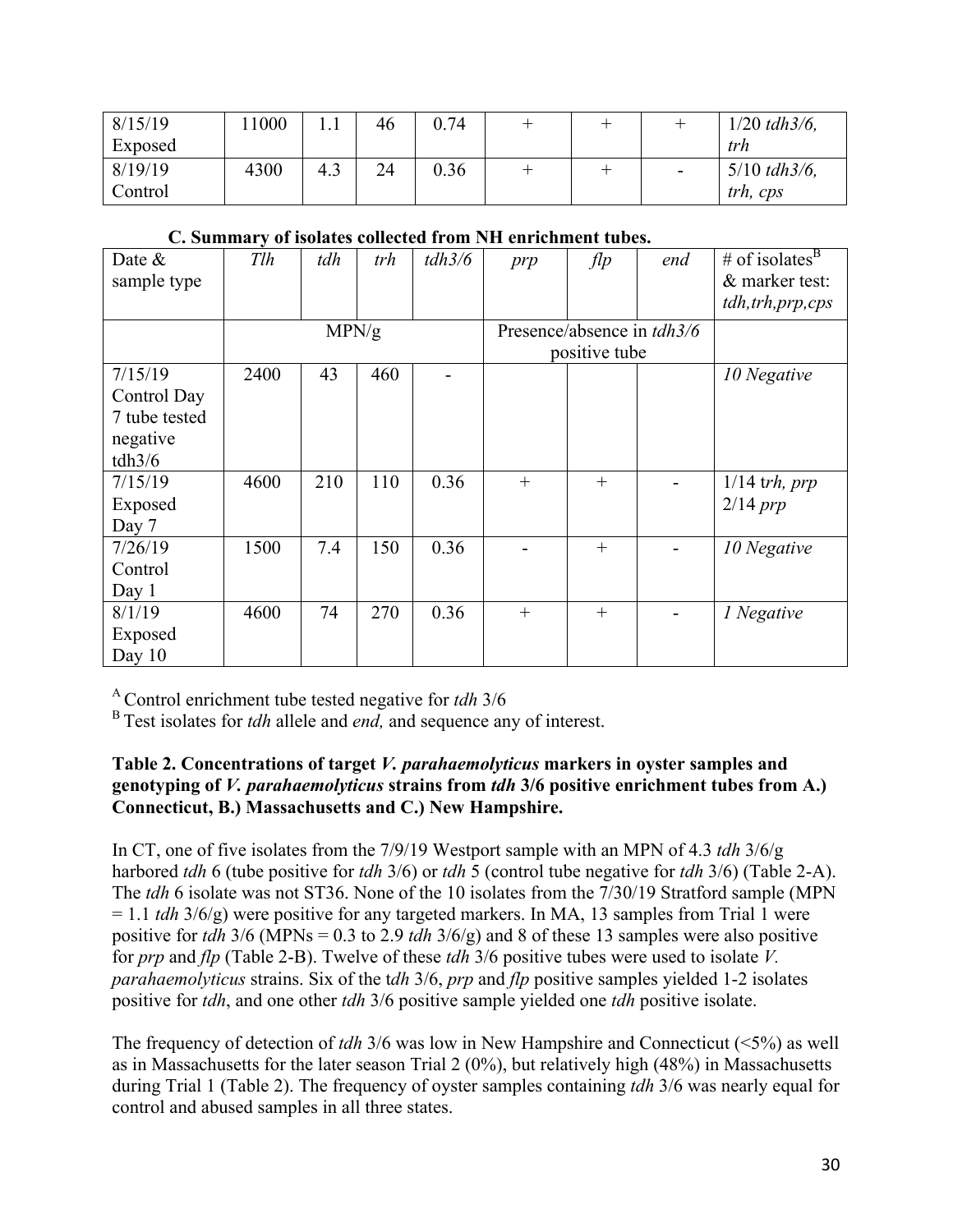| | | | | | | | | |
|---|---|---|---|---|---|---|---|---|
| 8/15/19 Exposed | 11000 | 1.1 | 46 | 0.74 | + | + | + | 1/20 *tdh3/6, trh* |
| 8/19/19 Control | 4300 | 4.3 | 24 | 0.36 | + | + | - | 5/10 *tdh3/6, trh, cps* |

**C. Summary of isolates collected from NH enrichment tubes.**

| Date & sample type | *Tlh* | *tdh* | *trh* | *tdh3/6* | *prp* | *flp* | *end* | # of isolates[B] & marker test: *tdh,trh,prp,cps* |
|---|---|---|---|---|---|---|---|---|
| | MPN/g | | | | Presence/absence in *tdh3/6* positive tube | | | |
| 7/15/19 Control Day 7 tube tested negative tdh3/6 | 2400 | 43 | 460 | - | | | | *10 Negative* |
| 7/15/19 Exposed Day 7 | 4600 | 210 | 110 | 0.36 | + | + | - | 1/14 t*rh, prp* 2/14 *prp* |
| 7/26/19 Control Day 1 | 1500 | 7.4 | 150 | 0.36 | - | + | - | *10 Negative* |
| 8/1/19 Exposed Day 10 | 4600 | 74 | 270 | 0.36 | + | + | - | *1 Negative* |

[A] Control enrichment tube tested negative for *tdh* 3/6

[B] Test isolates for *tdh* allele and *end,* and sequence any of interest.

**Table 2. Concentrations of target *V. parahaemolyticus* markers in oyster samples and genotyping of *V. parahaemolyticus* strains from *tdh* 3/6 positive enrichment tubes from A.) Connecticut, B.) Massachusetts and C.) New Hampshire.**

In CT, one of five isolates from the 7/9/19 Westport sample with an MPN of 4.3 *tdh* 3/6/g harbored *tdh* 6 (tube positive for *tdh* 3/6) or *tdh* 5 (control tube negative for *tdh* 3/6) (Table 2-A). The *tdh* 6 isolate was not ST36. None of the 10 isolates from the 7/30/19 Stratford sample (MPN = 1.1 *tdh* 3/6/g) were positive for any targeted markers. In MA, 13 samples from Trial 1 were positive for *tdh* 3/6 (MPNs = 0.3 to 2.9 *tdh* 3/6/g) and 8 of these 13 samples were also positive for *prp* and *flp* (Table 2-B). Twelve of these *tdh* 3/6 positive tubes were used to isolate *V. parahaemolyticus* strains. Six of the t*dh* 3/6, *prp* and *flp* positive samples yielded 1-2 isolates positive for *tdh*, and one other *tdh* 3/6 positive sample yielded one *tdh* positive isolate.

The frequency of detection of *tdh* 3/6 was low in New Hampshire and Connecticut (<5%) as well as in Massachusetts for the later season Trial 2 (0%), but relatively high (48%) in Massachusetts during Trial 1 (Table 2). The frequency of oyster samples containing *tdh* 3/6 was nearly equal for control and abused samples in all three states.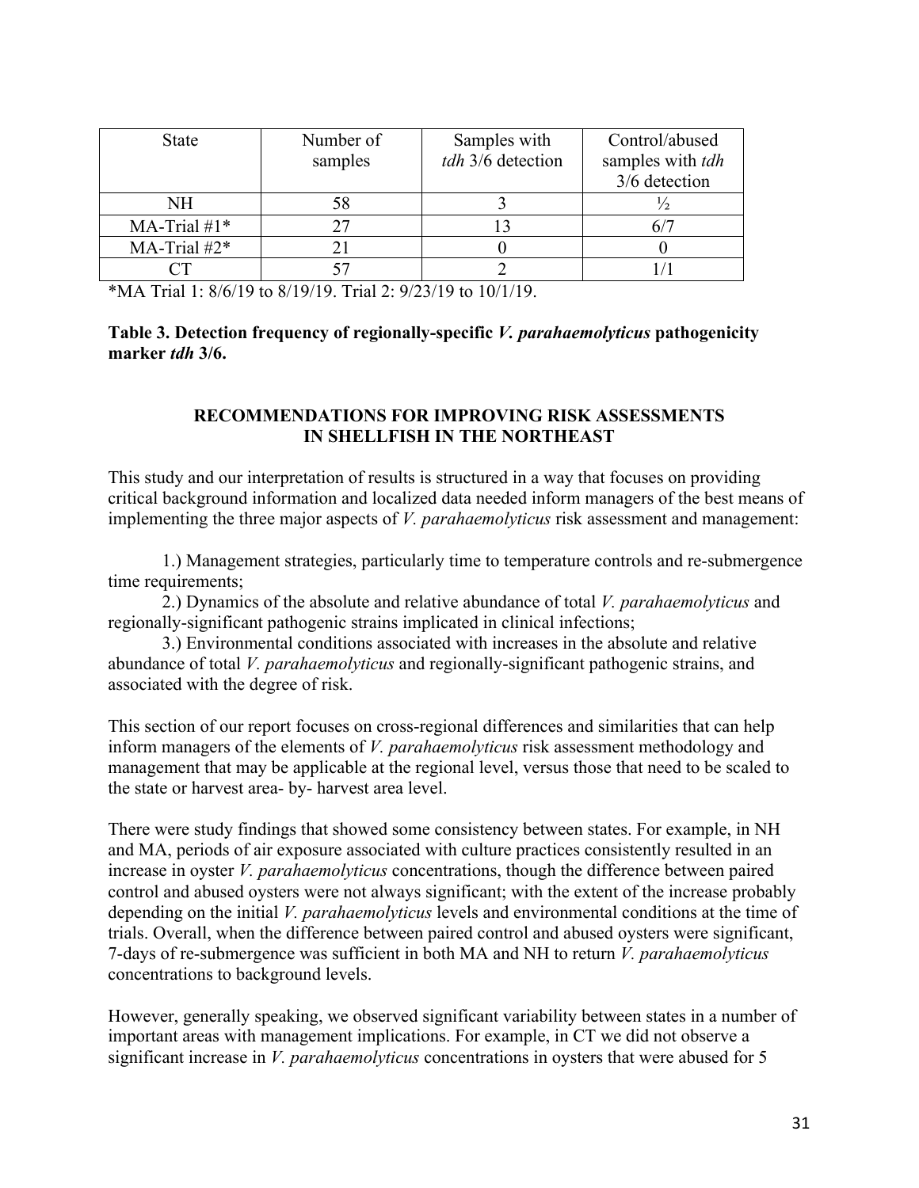| State | Number of samples | Samples with *tdh* 3/6 detection | Control/abused samples with *tdh* 3/6 detection |
|---|---|---|---|
| NH | 58 | 3 | ½ |
| MA-Trial #1* | 27 | 13 | 6/7 |
| MA-Trial #2* | 21 | 0 | 0 |
| CT | 57 | 2 | 1/1 |

*MA Trial 1: 8/6/19 to 8/19/19. Trial 2: 9/23/19 to 10/1/19.

**Table 3. Detection frequency of regionally-specific *V. parahaemolyticus* pathogenicity marker *tdh* 3/6.**

## RECOMMENDATIONS FOR IMPROVING RISK ASSESSMENTS IN SHELLFISH IN THE NORTHEAST

This study and our interpretation of results is structured in a way that focuses on providing critical background information and localized data needed inform managers of the best means of implementing the three major aspects of *V. parahaemolyticus* risk assessment and management:

1.) Management strategies, particularly time to temperature controls and re-submergence time requirements;
2.) Dynamics of the absolute and relative abundance of total *V. parahaemolyticus* and regionally-significant pathogenic strains implicated in clinical infections;
3.) Environmental conditions associated with increases in the absolute and relative abundance of total *V. parahaemolyticus* and regionally-significant pathogenic strains, and associated with the degree of risk.

This section of our report focuses on cross-regional differences and similarities that can help inform managers of the elements of *V. parahaemolyticus* risk assessment methodology and management that may be applicable at the regional level, versus those that need to be scaled to the state or harvest area- by- harvest area level.

There were study findings that showed some consistency between states. For example, in NH and MA, periods of air exposure associated with culture practices consistently resulted in an increase in oyster *V. parahaemolyticus* concentrations, though the difference between paired control and abused oysters were not always significant; with the extent of the increase probably depending on the initial *V. parahaemolyticus* levels and environmental conditions at the time of trials. Overall, when the difference between paired control and abused oysters were significant, 7-days of re-submergence was sufficient in both MA and NH to return *V. parahaemolyticus* concentrations to background levels.

However, generally speaking, we observed significant variability between states in a number of important areas with management implications. For example, in CT we did not observe a significant increase in *V. parahaemolyticus* concentrations in oysters that were abused for 5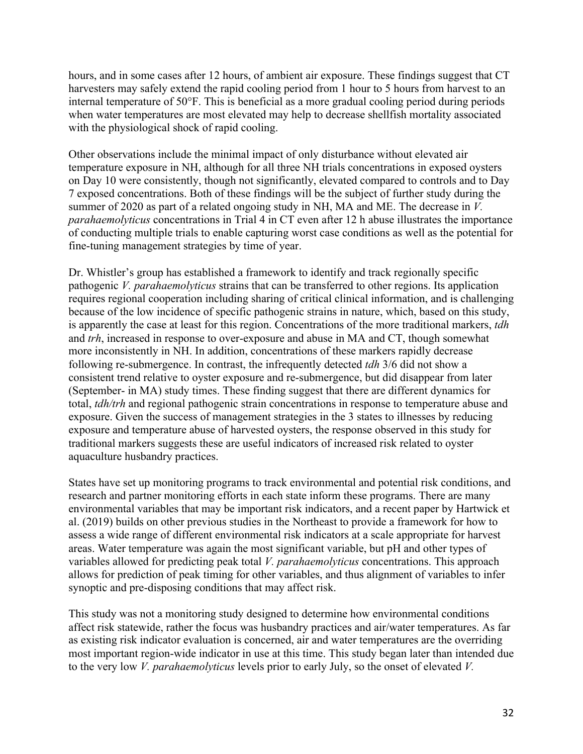hours, and in some cases after 12 hours, of ambient air exposure. These findings suggest that CT harvesters may safely extend the rapid cooling period from 1 hour to 5 hours from harvest to an internal temperature of 50°F. This is beneficial as a more gradual cooling period during periods when water temperatures are most elevated may help to decrease shellfish mortality associated with the physiological shock of rapid cooling.

Other observations include the minimal impact of only disturbance without elevated air temperature exposure in NH, although for all three NH trials concentrations in exposed oysters on Day 10 were consistently, though not significantly, elevated compared to controls and to Day 7 exposed concentrations. Both of these findings will be the subject of further study during the summer of 2020 as part of a related ongoing study in NH, MA and ME. The decrease in *V. parahaemolyticus* concentrations in Trial 4 in CT even after 12 h abuse illustrates the importance of conducting multiple trials to enable capturing worst case conditions as well as the potential for fine-tuning management strategies by time of year.

Dr. Whistler's group has established a framework to identify and track regionally specific pathogenic *V. parahaemolyticus* strains that can be transferred to other regions. Its application requires regional cooperation including sharing of critical clinical information, and is challenging because of the low incidence of specific pathogenic strains in nature, which, based on this study, is apparently the case at least for this region. Concentrations of the more traditional markers, *tdh* and *trh*, increased in response to over-exposure and abuse in MA and CT, though somewhat more inconsistently in NH. In addition, concentrations of these markers rapidly decrease following re-submergence. In contrast, the infrequently detected *tdh* 3/6 did not show a consistent trend relative to oyster exposure and re-submergence, but did disappear from later (September- in MA) study times. These finding suggest that there are different dynamics for total, *tdh/trh* and regional pathogenic strain concentrations in response to temperature abuse and exposure. Given the success of management strategies in the 3 states to illnesses by reducing exposure and temperature abuse of harvested oysters, the response observed in this study for traditional markers suggests these are useful indicators of increased risk related to oyster aquaculture husbandry practices.

States have set up monitoring programs to track environmental and potential risk conditions, and research and partner monitoring efforts in each state inform these programs. There are many environmental variables that may be important risk indicators, and a recent paper by Hartwick et al. (2019) builds on other previous studies in the Northeast to provide a framework for how to assess a wide range of different environmental risk indicators at a scale appropriate for harvest areas. Water temperature was again the most significant variable, but pH and other types of variables allowed for predicting peak total *V. parahaemolyticus* concentrations. This approach allows for prediction of peak timing for other variables, and thus alignment of variables to infer synoptic and pre-disposing conditions that may affect risk.

This study was not a monitoring study designed to determine how environmental conditions affect risk statewide, rather the focus was husbandry practices and air/water temperatures. As far as existing risk indicator evaluation is concerned, air and water temperatures are the overriding most important region-wide indicator in use at this time. This study began later than intended due to the very low *V. parahaemolyticus* levels prior to early July, so the onset of elevated *V.*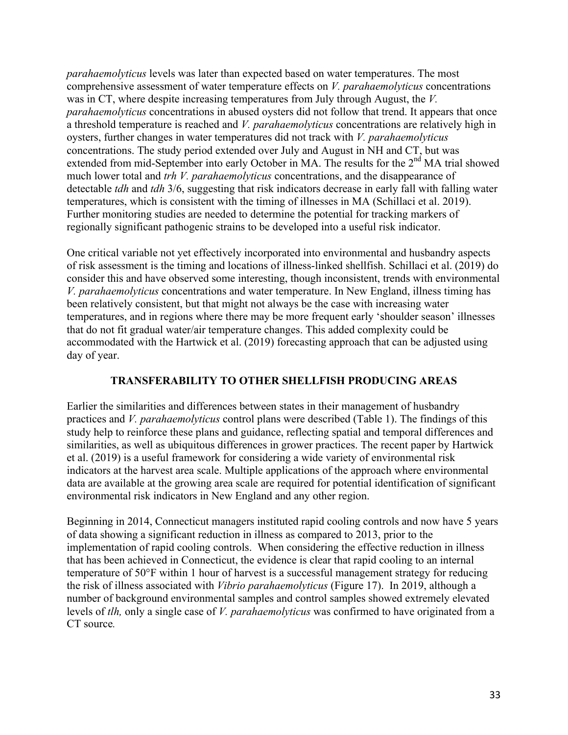*parahaemolyticus* levels was later than expected based on water temperatures. The most comprehensive assessment of water temperature effects on *V. parahaemolyticus* concentrations was in CT, where despite increasing temperatures from July through August, the *V. parahaemolyticus* concentrations in abused oysters did not follow that trend. It appears that once a threshold temperature is reached and *V. parahaemolyticus* concentrations are relatively high in oysters, further changes in water temperatures did not track with *V. parahaemolyticus* concentrations. The study period extended over July and August in NH and CT, but was extended from mid-September into early October in MA. The results for the 2nd MA trial showed much lower total and *trh V. parahaemolyticus* concentrations, and the disappearance of detectable *tdh* and *tdh* 3/6, suggesting that risk indicators decrease in early fall with falling water temperatures, which is consistent with the timing of illnesses in MA (Schillaci et al. 2019). Further monitoring studies are needed to determine the potential for tracking markers of regionally significant pathogenic strains to be developed into a useful risk indicator.

One critical variable not yet effectively incorporated into environmental and husbandry aspects of risk assessment is the timing and locations of illness-linked shellfish. Schillaci et al. (2019) do consider this and have observed some interesting, though inconsistent, trends with environmental *V. parahaemolyticus* concentrations and water temperature. In New England, illness timing has been relatively consistent, but that might not always be the case with increasing water temperatures, and in regions where there may be more frequent early 'shoulder season' illnesses that do not fit gradual water/air temperature changes. This added complexity could be accommodated with the Hartwick et al. (2019) forecasting approach that can be adjusted using day of year.

## TRANSFERABILITY TO OTHER SHELLFISH PRODUCING AREAS

Earlier the similarities and differences between states in their management of husbandry practices and *V. parahaemolyticus* control plans were described (Table 1). The findings of this study help to reinforce these plans and guidance, reflecting spatial and temporal differences and similarities, as well as ubiquitous differences in grower practices. The recent paper by Hartwick et al. (2019) is a useful framework for considering a wide variety of environmental risk indicators at the harvest area scale. Multiple applications of the approach where environmental data are available at the growing area scale are required for potential identification of significant environmental risk indicators in New England and any other region.

Beginning in 2014, Connecticut managers instituted rapid cooling controls and now have 5 years of data showing a significant reduction in illness as compared to 2013, prior to the implementation of rapid cooling controls. When considering the effective reduction in illness that has been achieved in Connecticut, the evidence is clear that rapid cooling to an internal temperature of 50°F within 1 hour of harvest is a successful management strategy for reducing the risk of illness associated with *Vibrio parahaemolyticus* (Figure 17). In 2019, although a number of background environmental samples and control samples showed extremely elevated levels of *tlh,* only a single case of *V. parahaemolyticus* was confirmed to have originated from a CT source*.*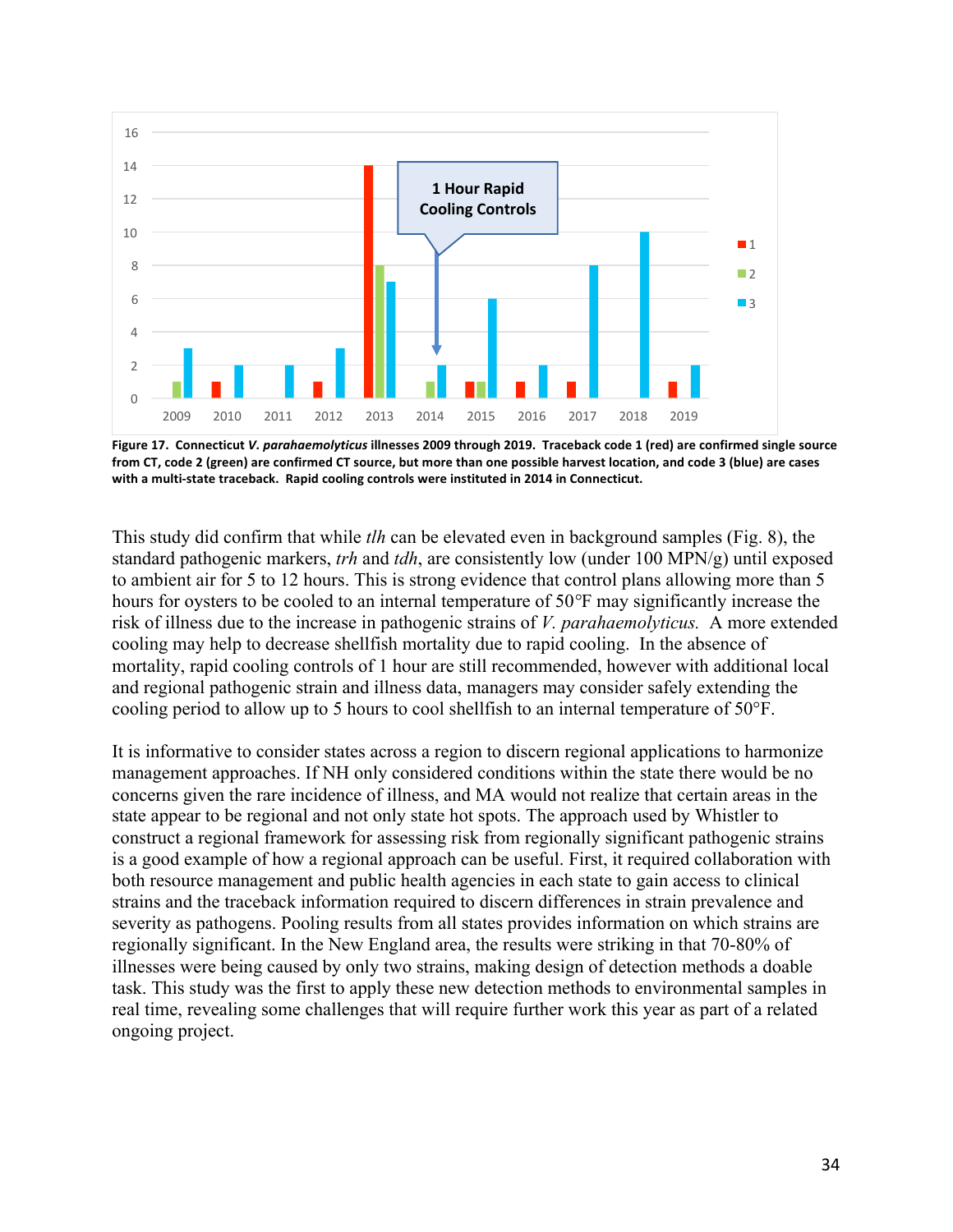**Figure 17. Connecticut *V. parahaemolyticus* illnesses 2009 through 2019. Traceback code 1 (red) are confirmed single source from CT, code 2 (green) are confirmed CT source, but more than one possible harvest location, and code 3 (blue) are cases with a multi-state traceback. Rapid cooling controls were instituted in 2014 in Connecticut.**

This study did confirm that while *tlh* can be elevated even in background samples (Fig. 8), the standard pathogenic markers, *trh* and *tdh*, are consistently low (under 100 MPN/g) until exposed to ambient air for 5 to 12 hours. This is strong evidence that control plans allowing more than 5 hours for oysters to be cooled to an internal temperature of 50°F may significantly increase the risk of illness due to the increase in pathogenic strains of *V. parahaemolyticus.* A more extended cooling may help to decrease shellfish mortality due to rapid cooling. In the absence of mortality, rapid cooling controls of 1 hour are still recommended, however with additional local and regional pathogenic strain and illness data, managers may consider safely extending the cooling period to allow up to 5 hours to cool shellfish to an internal temperature of 50°F.

It is informative to consider states across a region to discern regional applications to harmonize management approaches. If NH only considered conditions within the state there would be no concerns given the rare incidence of illness, and MA would not realize that certain areas in the state appear to be regional and not only state hot spots. The approach used by Whistler to construct a regional framework for assessing risk from regionally significant pathogenic strains is a good example of how a regional approach can be useful. First, it required collaboration with both resource management and public health agencies in each state to gain access to clinical strains and the traceback information required to discern differences in strain prevalence and severity as pathogens. Pooling results from all states provides information on which strains are regionally significant. In the New England area, the results were striking in that 70-80% of illnesses were being caused by only two strains, making design of detection methods a doable task. This study was the first to apply these new detection methods to environmental samples in real time, revealing some challenges that will require further work this year as part of a related ongoing project.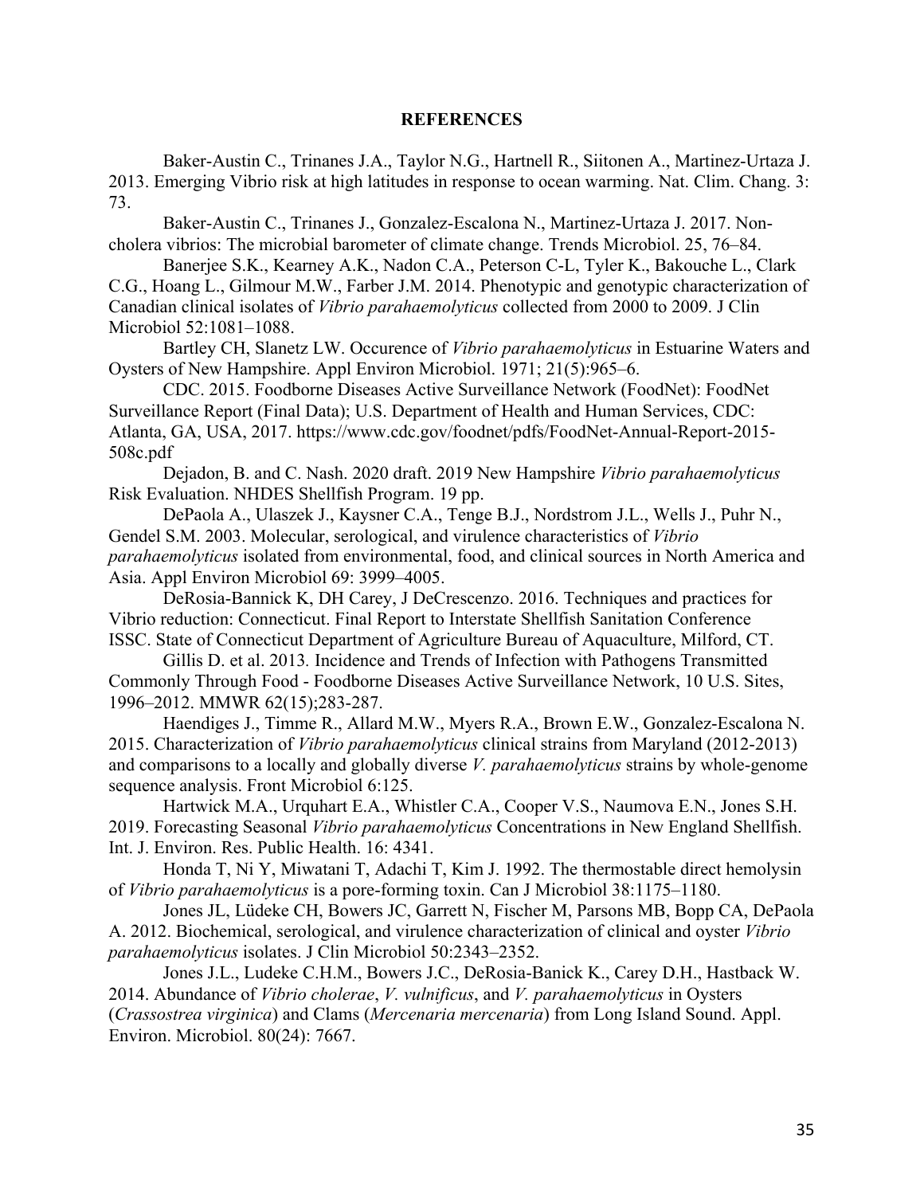## REFERENCES

Baker-Austin C., Trinanes J.A., Taylor N.G., Hartnell R., Siitonen A., Martinez-Urtaza J. 2013. Emerging Vibrio risk at high latitudes in response to ocean warming. Nat. Clim. Chang. 3: 73.

Baker-Austin C., Trinanes J., Gonzalez-Escalona N., Martinez-Urtaza J. 2017. Non-cholera vibrios: The microbial barometer of climate change. Trends Microbiol. 25, 76–84.

Banerjee S.K., Kearney A.K., Nadon C.A., Peterson C-L, Tyler K., Bakouche L., Clark C.G., Hoang L., Gilmour M.W., Farber J.M. 2014. Phenotypic and genotypic characterization of Canadian clinical isolates of *Vibrio parahaemolyticus* collected from 2000 to 2009. J Clin Microbiol 52:1081–1088.

Bartley CH, Slanetz LW. Occurence of *Vibrio parahaemolyticus* in Estuarine Waters and Oysters of New Hampshire. Appl Environ Microbiol. 1971; 21(5):965–6.

CDC. 2015. Foodborne Diseases Active Surveillance Network (FoodNet): FoodNet Surveillance Report (Final Data); U.S. Department of Health and Human Services, CDC: Atlanta, GA, USA, 2017. https://www.cdc.gov/foodnet/pdfs/FoodNet-Annual-Report-2015-508c.pdf

Dejadon, B. and C. Nash. 2020 draft. 2019 New Hampshire *Vibrio parahaemolyticus* Risk Evaluation. NHDES Shellfish Program. 19 pp.

DePaola A., Ulaszek J., Kaysner C.A., Tenge B.J., Nordstrom J.L., Wells J., Puhr N., Gendel S.M. 2003. Molecular, serological, and virulence characteristics of *Vibrio parahaemolyticus* isolated from environmental, food, and clinical sources in North America and Asia. Appl Environ Microbiol 69: 3999–4005.

DeRosia-Bannick K, DH Carey, J DeCrescenzo. 2016. Techniques and practices for Vibrio reduction: Connecticut. Final Report to Interstate Shellfish Sanitation Conference ISSC. State of Connecticut Department of Agriculture Bureau of Aquaculture, Milford, CT.

Gillis D. et al. 2013. Incidence and Trends of Infection with Pathogens Transmitted Commonly Through Food - Foodborne Diseases Active Surveillance Network, 10 U.S. Sites, 1996–2012. MMWR 62(15);283-287.

Haendiges J., Timme R., Allard M.W., Myers R.A., Brown E.W., Gonzalez-Escalona N. 2015. Characterization of *Vibrio parahaemolyticus* clinical strains from Maryland (2012-2013) and comparisons to a locally and globally diverse *V. parahaemolyticus* strains by whole-genome sequence analysis. Front Microbiol 6:125.

Hartwick M.A., Urquhart E.A., Whistler C.A., Cooper V.S., Naumova E.N., Jones S.H. 2019. Forecasting Seasonal *Vibrio parahaemolyticus* Concentrations in New England Shellfish. Int. J. Environ. Res. Public Health. 16: 4341.

Honda T, Ni Y, Miwatani T, Adachi T, Kim J. 1992. The thermostable direct hemolysin of *Vibrio parahaemolyticus* is a pore-forming toxin. Can J Microbiol 38:1175–1180.

Jones JL, Lüdeke CH, Bowers JC, Garrett N, Fischer M, Parsons MB, Bopp CA, DePaola A. 2012. Biochemical, serological, and virulence characterization of clinical and oyster *Vibrio parahaemolyticus* isolates. J Clin Microbiol 50:2343–2352.

Jones J.L., Ludeke C.H.M., Bowers J.C., DeRosia-Banick K., Carey D.H., Hastback W. 2014. Abundance of *Vibrio cholerae*, *V. vulnificus*, and *V. parahaemolyticus* in Oysters (*Crassostrea virginica*) and Clams (*Mercenaria mercenaria*) from Long Island Sound. Appl. Environ. Microbiol. 80(24): 7667.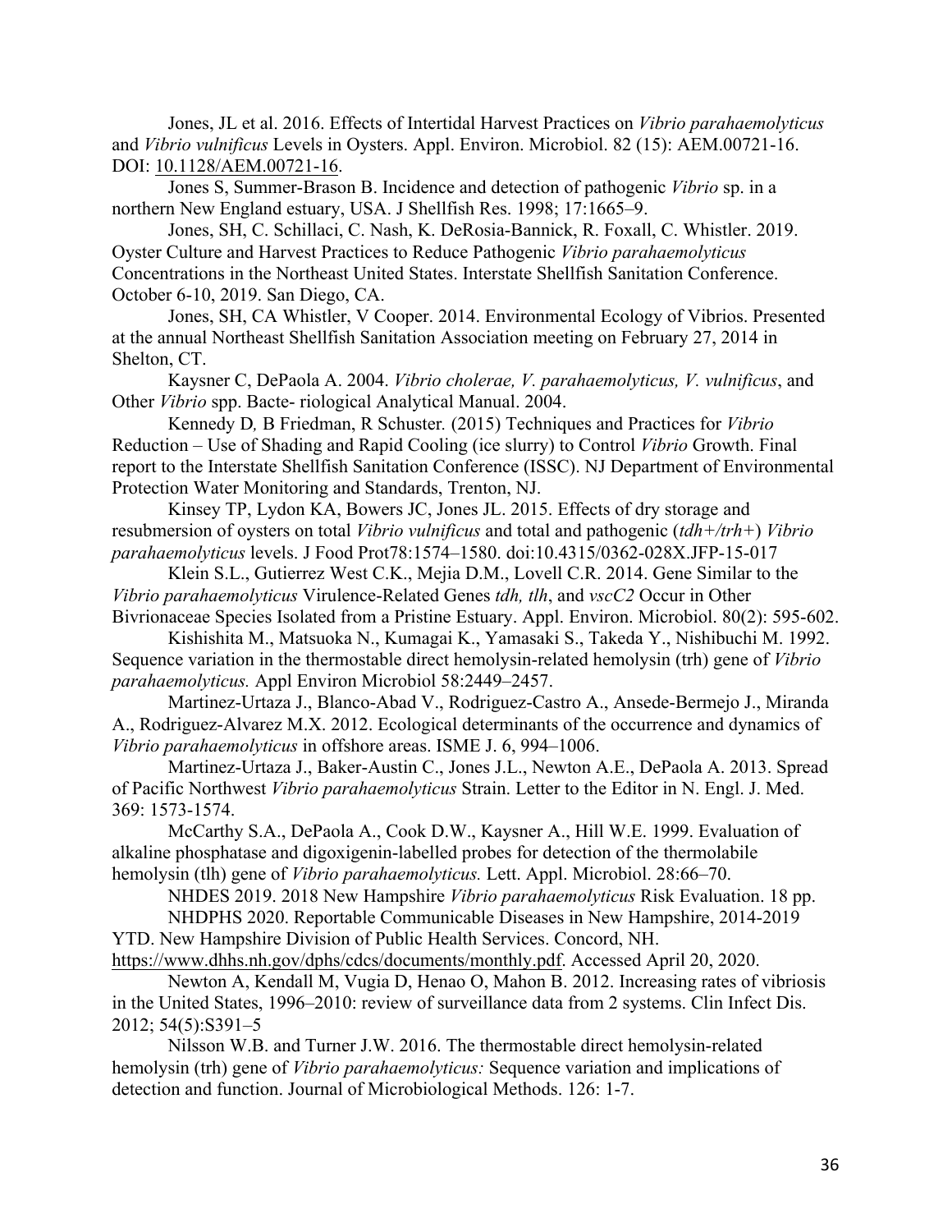Jones, JL et al. 2016. Effects of Intertidal Harvest Practices on *Vibrio parahaemolyticus* and *Vibrio vulnificus* Levels in Oysters. Appl. Environ. Microbiol. 82 (15): AEM.00721-16. DOI: 10.1128/AEM.00721-16.

Jones S, Summer-Brason B. Incidence and detection of pathogenic *Vibrio* sp. in a northern New England estuary, USA. J Shellfish Res. 1998; 17:1665–9.

Jones, SH, C. Schillaci, C. Nash, K. DeRosia-Bannick, R. Foxall, C. Whistler. 2019. Oyster Culture and Harvest Practices to Reduce Pathogenic *Vibrio parahaemolyticus* Concentrations in the Northeast United States. Interstate Shellfish Sanitation Conference. October 6-10, 2019. San Diego, CA.

Jones, SH, CA Whistler, V Cooper. 2014. Environmental Ecology of Vibrios. Presented at the annual Northeast Shellfish Sanitation Association meeting on February 27, 2014 in Shelton, CT.

Kaysner C, DePaola A. 2004. *Vibrio cholerae, V. parahaemolyticus, V. vulnificus*, and Other *Vibrio* spp. Bacte- riological Analytical Manual. 2004.

Kennedy D*,* B Friedman, R Schuster*.* (2015) Techniques and Practices for *Vibrio* Reduction – Use of Shading and Rapid Cooling (ice slurry) to Control *Vibrio* Growth. Final report to the Interstate Shellfish Sanitation Conference (ISSC). NJ Department of Environmental Protection Water Monitoring and Standards, Trenton, NJ.

Kinsey TP, Lydon KA, Bowers JC, Jones JL. 2015. Effects of dry storage and resubmersion of oysters on total *Vibrio vulnificus* and total and pathogenic (*tdh+/trh+*) *Vibrio parahaemolyticus* levels. J Food Prot78:1574–1580. doi:10.4315/0362-028X.JFP-15-017

Klein S.L., Gutierrez West C.K., Mejia D.M., Lovell C.R. 2014. Gene Similar to the *Vibrio parahaemolyticus* Virulence-Related Genes *tdh, tlh*, and *vscC2* Occur in Other Bivrionaceae Species Isolated from a Pristine Estuary. Appl. Environ. Microbiol. 80(2): 595-602.

Kishishita M., Matsuoka N., Kumagai K., Yamasaki S., Takeda Y., Nishibuchi M. 1992. Sequence variation in the thermostable direct hemolysin-related hemolysin (trh) gene of *Vibrio parahaemolyticus.* Appl Environ Microbiol 58:2449–2457.

Martinez-Urtaza J., Blanco-Abad V., Rodriguez-Castro A., Ansede-Bermejo J., Miranda A., Rodriguez-Alvarez M.X. 2012. Ecological determinants of the occurrence and dynamics of *Vibrio parahaemolyticus* in offshore areas. ISME J. 6, 994–1006.

Martinez-Urtaza J., Baker-Austin C., Jones J.L., Newton A.E., DePaola A. 2013. Spread of Pacific Northwest *Vibrio parahaemolyticus* Strain. Letter to the Editor in N. Engl. J. Med. 369: 1573-1574.

McCarthy S.A., DePaola A., Cook D.W., Kaysner A., Hill W.E. 1999. Evaluation of alkaline phosphatase and digoxigenin-labelled probes for detection of the thermolabile hemolysin (tlh) gene of *Vibrio parahaemolyticus.* Lett. Appl. Microbiol. 28:66–70.

NHDES 2019. 2018 New Hampshire *Vibrio parahaemolyticus* Risk Evaluation. 18 pp.

NHDPHS 2020. Reportable Communicable Diseases in New Hampshire, 2014-2019 YTD. New Hampshire Division of Public Health Services. Concord, NH. https://www.dhhs.nh.gov/dphs/cdcs/documents/monthly.pdf. Accessed April 20, 2020.

Newton A, Kendall M, Vugia D, Henao O, Mahon B. 2012. Increasing rates of vibriosis in the United States, 1996–2010: review of surveillance data from 2 systems. Clin Infect Dis. 2012; 54(5):S391–5

Nilsson W.B. and Turner J.W. 2016. The thermostable direct hemolysin-related hemolysin (trh) gene of *Vibrio parahaemolyticus:* Sequence variation and implications of detection and function. Journal of Microbiological Methods. 126: 1-7.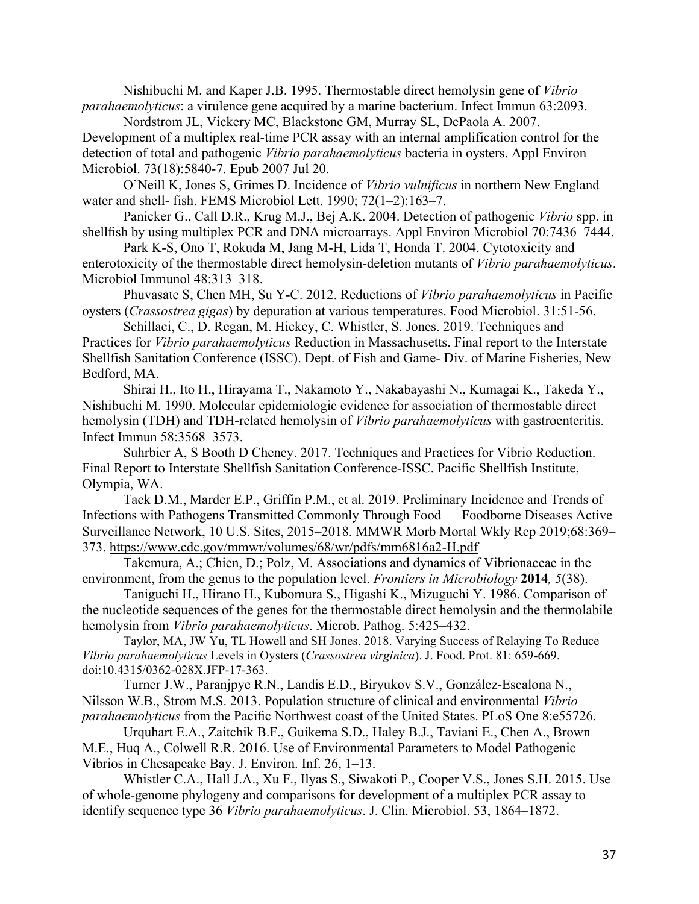Nishibuchi M. and Kaper J.B. 1995. Thermostable direct hemolysin gene of *Vibrio parahaemolyticus*: a virulence gene acquired by a marine bacterium. Infect Immun 63:2093.

Nordstrom JL, Vickery MC, Blackstone GM, Murray SL, DePaola A. 2007. Development of a multiplex real-time PCR assay with an internal amplification control for the detection of total and pathogenic *Vibrio parahaemolyticus* bacteria in oysters. Appl Environ Microbiol. 73(18):5840-7. Epub 2007 Jul 20.

O'Neill K, Jones S, Grimes D. Incidence of *Vibrio vulnificus* in northern New England water and shell- fish. FEMS Microbiol Lett. 1990; 72(1–2):163–7.

Panicker G., Call D.R., Krug M.J., Bej A.K. 2004. Detection of pathogenic *Vibrio* spp. in shellfish by using multiplex PCR and DNA microarrays. Appl Environ Microbiol 70:7436–7444.

Park K-S, Ono T, Rokuda M, Jang M-H, Lida T, Honda T. 2004. Cytotoxicity and enterotoxicity of the thermostable direct hemolysin-deletion mutants of *Vibrio parahaemolyticus*. Microbiol Immunol 48:313–318.

Phuvasate S, Chen MH, Su Y-C. 2012. Reductions of *Vibrio parahaemolyticus* in Pacific oysters (*Crassostrea gigas*) by depuration at various temperatures. Food Microbiol. 31:51-56.

Schillaci, C., D. Regan, M. Hickey, C. Whistler, S. Jones. 2019. Techniques and Practices for *Vibrio parahaemolyticus* Reduction in Massachusetts. Final report to the Interstate Shellfish Sanitation Conference (ISSC). Dept. of Fish and Game- Div. of Marine Fisheries, New Bedford, MA.

Shirai H., Ito H., Hirayama T., Nakamoto Y., Nakabayashi N., Kumagai K., Takeda Y., Nishibuchi M. 1990. Molecular epidemiologic evidence for association of thermostable direct hemolysin (TDH) and TDH-related hemolysin of *Vibrio parahaemolyticus* with gastroenteritis. Infect Immun 58:3568–3573.

Suhrbier A, S Booth D Cheney. 2017. Techniques and Practices for Vibrio Reduction. Final Report to Interstate Shellfish Sanitation Conference-ISSC. Pacific Shellfish Institute, Olympia, WA.

Tack D.M., Marder E.P., Griffin P.M., et al. 2019. Preliminary Incidence and Trends of Infections with Pathogens Transmitted Commonly Through Food — Foodborne Diseases Active Surveillance Network, 10 U.S. Sites, 2015–2018. MMWR Morb Mortal Wkly Rep 2019;68:369–373. https://www.cdc.gov/mmwr/volumes/68/wr/pdfs/mm6816a2-H.pdf

Takemura, A.; Chien, D.; Polz, M. Associations and dynamics of Vibrionaceae in the environment, from the genus to the population level. *Frontiers in Microbiology* **2014***, 5*(38).

Taniguchi H., Hirano H., Kubomura S., Higashi K., Mizuguchi Y. 1986. Comparison of the nucleotide sequences of the genes for the thermostable direct hemolysin and the thermolabile hemolysin from *Vibrio parahaemolyticus*. Microb. Pathog. 5:425–432.

Taylor, MA, JW Yu, TL Howell and SH Jones. 2018. Varying Success of Relaying To Reduce *Vibrio parahaemolyticus* Levels in Oysters (*Crassostrea virginica*). J. Food. Prot. 81: 659-669. doi:10.4315/0362-028X.JFP-17-363.

Turner J.W., Paranjpye R.N., Landis E.D., Biryukov S.V., González-Escalona N., Nilsson W.B., Strom M.S. 2013. Population structure of clinical and environmental *Vibrio parahaemolyticus* from the Pacific Northwest coast of the United States. PLoS One 8:e55726.

Urquhart E.A., Zaitchik B.F., Guikema S.D., Haley B.J., Taviani E., Chen A., Brown M.E., Huq A., Colwell R.R. 2016. Use of Environmental Parameters to Model Pathogenic Vibrios in Chesapeake Bay. J. Environ. Inf. 26, 1–13.

Whistler C.A., Hall J.A., Xu F., Ilyas S., Siwakoti P., Cooper V.S., Jones S.H. 2015. Use of whole-genome phylogeny and comparisons for development of a multiplex PCR assay to identify sequence type 36 *Vibrio parahaemolyticus*. J. Clin. Microbiol. 53, 1864–1872.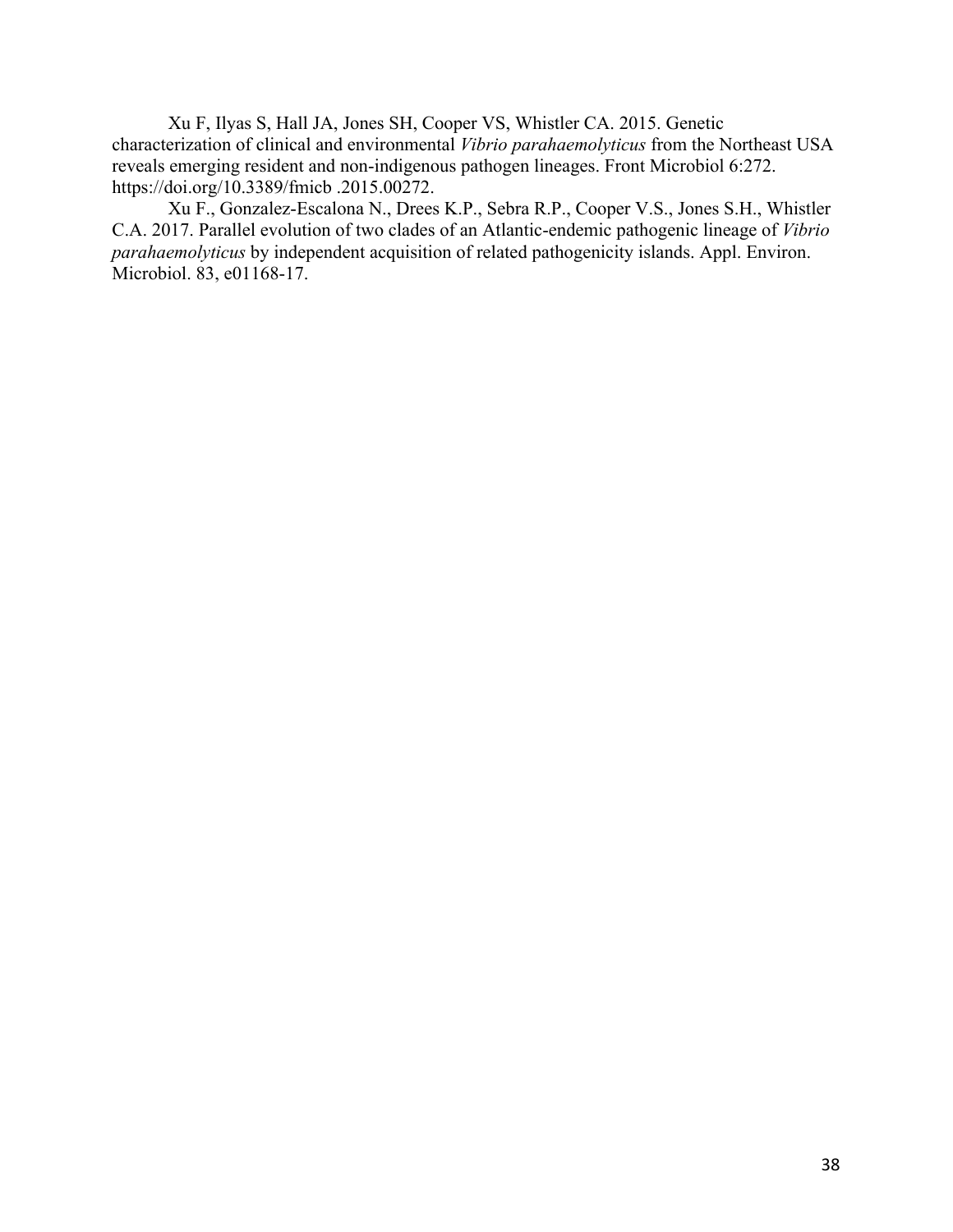Xu F, Ilyas S, Hall JA, Jones SH, Cooper VS, Whistler CA. 2015. Genetic characterization of clinical and environmental *Vibrio parahaemolyticus* from the Northeast USA reveals emerging resident and non-indigenous pathogen lineages. Front Microbiol 6:272. https://doi.org/10.3389/fmicb .2015.00272.

Xu F., Gonzalez-Escalona N., Drees K.P., Sebra R.P., Cooper V.S., Jones S.H., Whistler C.A. 2017. Parallel evolution of two clades of an Atlantic-endemic pathogenic lineage of *Vibrio parahaemolyticus* by independent acquisition of related pathogenicity islands. Appl. Environ. Microbiol. 83, e01168-17.